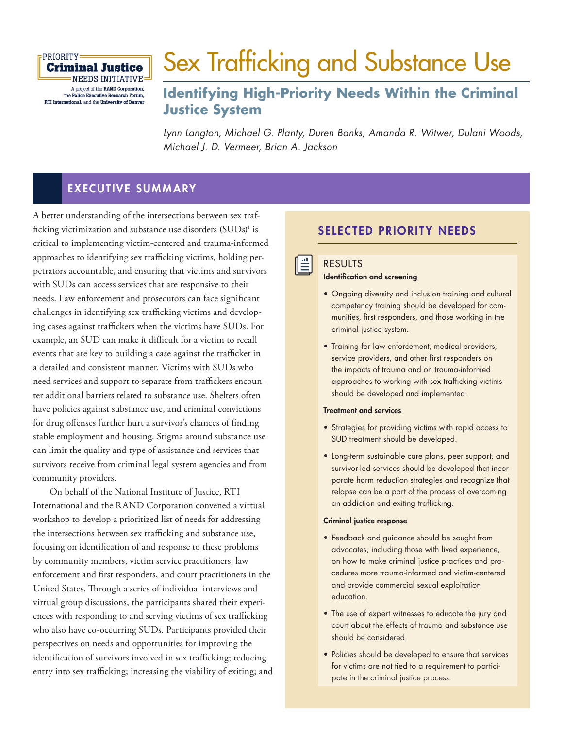PRIORITY Criminal Justice NEEDS INITIATIVE

A project of the RAND Corporation, the Police Executive Research Forum, RTI International, and the University of Denver

# Sex Trafficking and Substance Use

## Identifying High-Priority Needs Within the Criminal Justice System

*Lynn Langton, Michael G. Planty, Duren Banks, Amanda R. Witwer, Dulani Woods, Michael J. D. Vermeer, Brian A. Jackson*

## EXECUTIVE SUMMARY

A better understanding of the intersections between sex trafficking victimization and substance use disorders (SUDs)[1] is critical to implementing victim-centered and trauma-informed approaches to identifying sex trafficking victims, holding perpetrators accountable, and ensuring that victims and survivors with SUDs can access services that are responsive to their needs. Law enforcement and prosecutors can face significant challenges in identifying sex trafficking victims and developing cases against traffickers when the victims have SUDs. For example, an SUD can make it difficult for a victim to recall events that are key to building a case against the trafficker in a detailed and consistent manner. Victims with SUDs who need services and support to separate from traffickers encounter additional barriers related to substance use. Shelters often have policies against substance use, and criminal convictions for drug offenses further hurt a survivor's chances of finding stable employment and housing. Stigma around substance use can limit the quality and type of assistance and services that survivors receive from criminal legal system agencies and from community providers.

On behalf of the National Institute of Justice, RTI International and the RAND Corporation convened a virtual workshop to develop a prioritized list of needs for addressing the intersections between sex trafficking and substance use, focusing on identification of and response to these problems by community members, victim service practitioners, law enforcement and first responders, and court practitioners in the United States. Through a series of individual interviews and virtual group discussions, the participants shared their experiences with responding to and serving victims of sex trafficking who also have co-occurring SUDs. Participants provided their perspectives on needs and opportunities for improving the identification of survivors involved in sex trafficking; reducing entry into sex trafficking; increasing the viability of exiting; and

### SELECTED PRIORITY NEEDS

#### RESULTS

**Identification and screening**

- Ongoing diversity and inclusion training and cultural competency training should be developed for communities, first responders, and those working in the criminal justice system.
- Training for law enforcement, medical providers, service providers, and other first responders on the impacts of trauma and on trauma-informed approaches to working with sex trafficking victims should be developed and implemented.

**Treatment and services**

- Strategies for providing victims with rapid access to SUD treatment should be developed.
- Long-term sustainable care plans, peer support, and survivor-led services should be developed that incorporate harm reduction strategies and recognize that relapse can be a part of the process of overcoming an addiction and exiting trafficking.

**Criminal justice response**

- Feedback and guidance should be sought from advocates, including those with lived experience, on how to make criminal justice practices and procedures more trauma-informed and victim-centered and provide commercial sexual exploitation education.
- The use of expert witnesses to educate the jury and court about the effects of trauma and substance use should be considered.
- Policies should be developed to ensure that services for victims are not tied to a requirement to participate in the criminal justice process.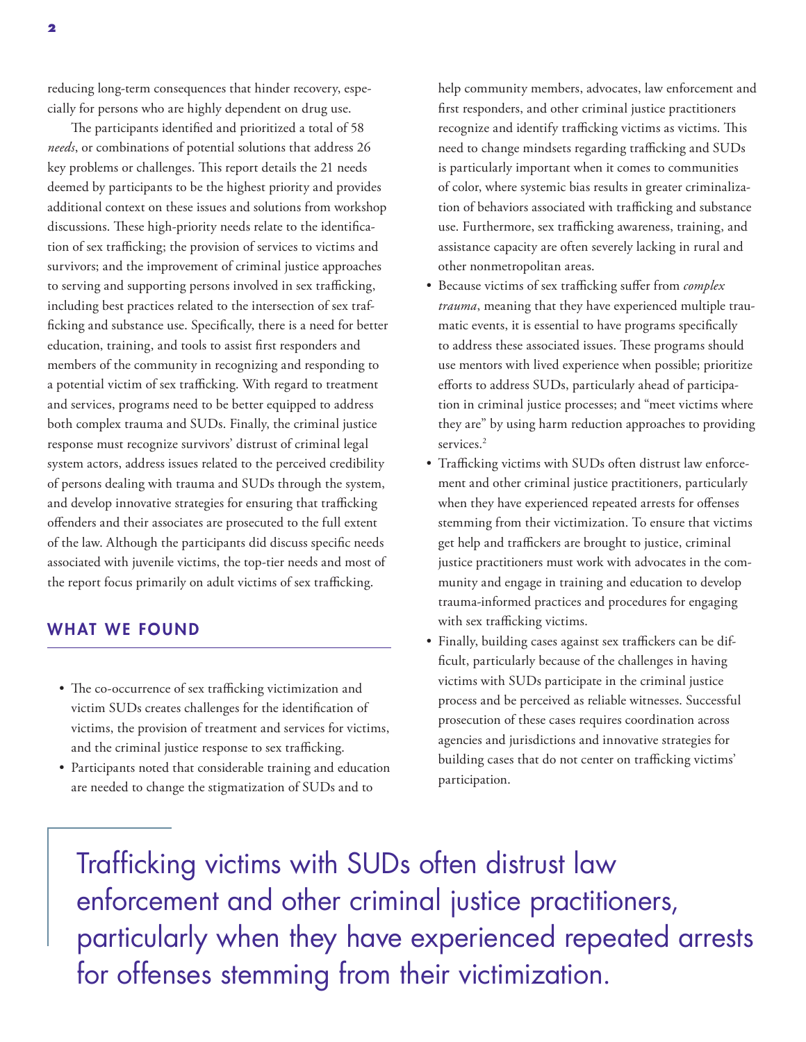reducing long-term consequences that hinder recovery, especially for persons who are highly dependent on drug use.

The participants identified and prioritized a total of 58 *needs*, or combinations of potential solutions that address 26 key problems or challenges. This report details the 21 needs deemed by participants to be the highest priority and provides additional context on these issues and solutions from workshop discussions. These high-priority needs relate to the identification of sex trafficking; the provision of services to victims and survivors; and the improvement of criminal justice approaches to serving and supporting persons involved in sex trafficking, including best practices related to the intersection of sex trafficking and substance use. Specifically, there is a need for better education, training, and tools to assist first responders and members of the community in recognizing and responding to a potential victim of sex trafficking. With regard to treatment and services, programs need to be better equipped to address both complex trauma and SUDs. Finally, the criminal justice response must recognize survivors' distrust of criminal legal system actors, address issues related to the perceived credibility of persons dealing with trauma and SUDs through the system, and develop innovative strategies for ensuring that trafficking offenders and their associates are prosecuted to the full extent of the law. Although the participants did discuss specific needs associated with juvenile victims, the top-tier needs and most of the report focus primarily on adult victims of sex trafficking.

## WHAT WE FOUND

- The co-occurrence of sex trafficking victimization and victim SUDs creates challenges for the identification of victims, the provision of treatment and services for victims, and the criminal justice response to sex trafficking.
- Participants noted that considerable training and education are needed to change the stigmatization of SUDs and to help community members, advocates, law enforcement and first responders, and other criminal justice practitioners recognize and identify trafficking victims as victims. This need to change mindsets regarding trafficking and SUDs is particularly important when it comes to communities of color, where systemic bias results in greater criminalization of behaviors associated with trafficking and substance use. Furthermore, sex trafficking awareness, training, and assistance capacity are often severely lacking in rural and other nonmetropolitan areas.
- Because victims of sex trafficking suffer from *complex trauma*, meaning that they have experienced multiple traumatic events, it is essential to have programs specifically to address these associated issues. These programs should use mentors with lived experience when possible; prioritize efforts to address SUDs, particularly ahead of participation in criminal justice processes; and "meet victims where they are" by using harm reduction approaches to providing services.[2]
- Trafficking victims with SUDs often distrust law enforcement and other criminal justice practitioners, particularly when they have experienced repeated arrests for offenses stemming from their victimization. To ensure that victims get help and traffickers are brought to justice, criminal justice practitioners must work with advocates in the community and engage in training and education to develop trauma-informed practices and procedures for engaging with sex trafficking victims.
- Finally, building cases against sex traffickers can be difficult, particularly because of the challenges in having victims with SUDs participate in the criminal justice process and be perceived as reliable witnesses. Successful prosecution of these cases requires coordination across agencies and jurisdictions and innovative strategies for building cases that do not center on trafficking victims' participation.

> Trafficking victims with SUDs often distrust law enforcement and other criminal justice practitioners, particularly when they have experienced repeated arrests for offenses stemming from their victimization.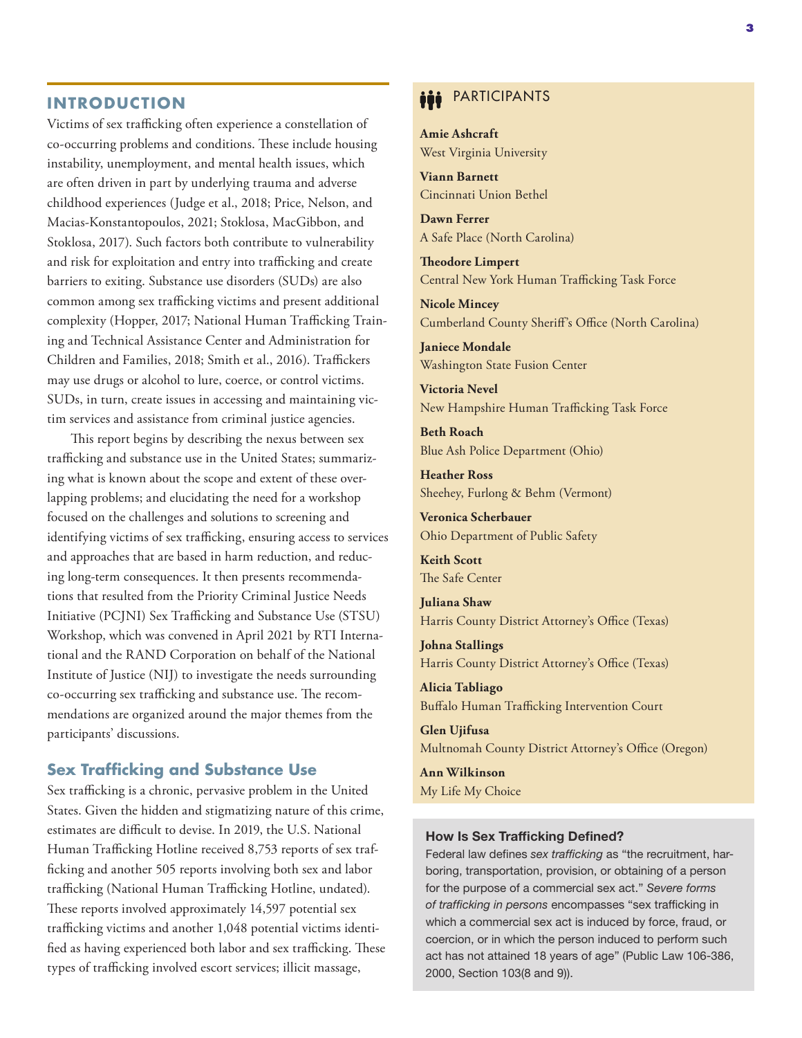## INTRODUCTION

Victims of sex trafficking often experience a constellation of co-occurring problems and conditions. These include housing instability, unemployment, and mental health issues, which are often driven in part by underlying trauma and adverse childhood experiences (Judge et al., 2018; Price, Nelson, and Macias-Konstantopoulos, 2021; Stoklosa, MacGibbon, and Stoklosa, 2017). Such factors both contribute to vulnerability and risk for exploitation and entry into trafficking and create barriers to exiting. Substance use disorders (SUDs) are also common among sex trafficking victims and present additional complexity (Hopper, 2017; National Human Trafficking Training and Technical Assistance Center and Administration for Children and Families, 2018; Smith et al., 2016). Traffickers may use drugs or alcohol to lure, coerce, or control victims. SUDs, in turn, create issues in accessing and maintaining victim services and assistance from criminal justice agencies.

This report begins by describing the nexus between sex trafficking and substance use in the United States; summarizing what is known about the scope and extent of these overlapping problems; and elucidating the need for a workshop focused on the challenges and solutions to screening and identifying victims of sex trafficking, ensuring access to services and approaches that are based in harm reduction, and reducing long-term consequences. It then presents recommendations that resulted from the Priority Criminal Justice Needs Initiative (PCJNI) Sex Trafficking and Substance Use (STSU) Workshop, which was convened in April 2021 by RTI International and the RAND Corporation on behalf of the National Institute of Justice (NIJ) to investigate the needs surrounding co-occurring sex trafficking and substance use. The recommendations are organized around the major themes from the participants' discussions.

### Sex Trafficking and Substance Use

Sex trafficking is a chronic, pervasive problem in the United States. Given the hidden and stigmatizing nature of this crime, estimates are difficult to devise. In 2019, the U.S. National Human Trafficking Hotline received 8,753 reports of sex trafficking and another 505 reports involving both sex and labor trafficking (National Human Trafficking Hotline, undated). These reports involved approximately 14,597 potential sex trafficking victims and another 1,048 potential victims identified as having experienced both labor and sex trafficking. These types of trafficking involved escort services; illicit massage,

### PARTICIPANTS

**Amie Ashcraft**
West Virginia University

**Viann Barnett**
Cincinnati Union Bethel

**Dawn Ferrer**
A Safe Place (North Carolina)

**Theodore Limpert**
Central New York Human Trafficking Task Force

**Nicole Mincey**
Cumberland County Sheriff's Office (North Carolina)

**Janiece Mondale**
Washington State Fusion Center

**Victoria Nevel**
New Hampshire Human Trafficking Task Force

**Beth Roach**
Blue Ash Police Department (Ohio)

**Heather Ross**
Sheehey, Furlong & Behm (Vermont)

**Veronica Scherbauer**
Ohio Department of Public Safety

**Keith Scott**
The Safe Center

**Juliana Shaw**
Harris County District Attorney's Office (Texas)

**Johna Stallings**
Harris County District Attorney's Office (Texas)

**Alicia Tabliago**
Buffalo Human Trafficking Intervention Court

**Glen Ujifusa**
Multnomah County District Attorney's Office (Oregon)

**Ann Wilkinson**
My Life My Choice

### How Is Sex Trafficking Defined?

Federal law defines *sex trafficking* as "the recruitment, harboring, transportation, provision, or obtaining of a person for the purpose of a commercial sex act." *Severe forms of trafficking in persons* encompasses "sex trafficking in which a commercial sex act is induced by force, fraud, or coercion, or in which the person induced to perform such act has not attained 18 years of age" (Public Law 106-386, 2000, Section 103(8 and 9)).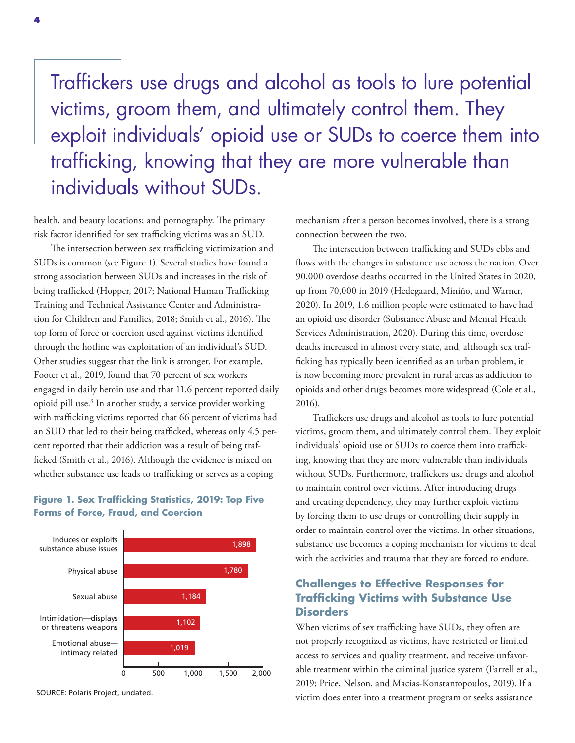> Traffickers use drugs and alcohol as tools to lure potential victims, groom them, and ultimately control them. They exploit individuals' opioid use or SUDs to coerce them into trafficking, knowing that they are more vulnerable than individuals without SUDs.

health, and beauty locations; and pornography. The primary risk factor identified for sex trafficking victims was an SUD.

The intersection between sex trafficking victimization and SUDs is common (see Figure 1). Several studies have found a strong association between SUDs and increases in the risk of being trafficked (Hopper, 2017; National Human Trafficking Training and Technical Assistance Center and Administration for Children and Families, 2018; Smith et al., 2016). The top form of force or coercion used against victims identified through the hotline was exploitation of an individual's SUD. Other studies suggest that the link is stronger. For example, Footer et al., 2019, found that 70 percent of sex workers engaged in daily heroin use and that 11.6 percent reported daily opioid pill use.[3] In another study, a service provider working with trafficking victims reported that 66 percent of victims had an SUD that led to their being trafficked, whereas only 4.5 percent reported that their addiction was a result of being trafficked (Smith et al., 2016). Although the evidence is mixed on whether substance use leads to trafficking or serves as a coping mechanism after a person becomes involved, there is a strong connection between the two.

**Figure 1. Sex Trafficking Statistics, 2019: Top Five Forms of Force, Fraud, and Coercion**

| Form of force, fraud, or coercion | Number |
|---|---|
| Induces or exploits substance abuse issues | 1,898 |
| Physical abuse | 1,780 |
| Sexual abuse | 1,184 |
| Intimidation—displays or threatens weapons | 1,102 |
| Emotional abuse—intimacy related | 1,019 |

SOURCE: Polaris Project, undated.

The intersection between trafficking and SUDs ebbs and flows with the changes in substance use across the nation. Over 90,000 overdose deaths occurred in the United States in 2020, up from 70,000 in 2019 (Hedegaard, Miniño, and Warner, 2020). In 2019, 1.6 million people were estimated to have had an opioid use disorder (Substance Abuse and Mental Health Services Administration, 2020). During this time, overdose deaths increased in almost every state, and, although sex trafficking has typically been identified as an urban problem, it is now becoming more prevalent in rural areas as addiction to opioids and other drugs becomes more widespread (Cole et al., 2016).

Traffickers use drugs and alcohol as tools to lure potential victims, groom them, and ultimately control them. They exploit individuals' opioid use or SUDs to coerce them into trafficking, knowing that they are more vulnerable than individuals without SUDs. Furthermore, traffickers use drugs and alcohol to maintain control over victims. After introducing drugs and creating dependency, they may further exploit victims by forcing them to use drugs or controlling their supply in order to maintain control over the victims. In other situations, substance use becomes a coping mechanism for victims to deal with the activities and trauma that they are forced to endure.

## Challenges to Effective Responses for Trafficking Victims with Substance Use Disorders

When victims of sex trafficking have SUDs, they often are not properly recognized as victims, have restricted or limited access to services and quality treatment, and receive unfavorable treatment within the criminal justice system (Farrell et al., 2019; Price, Nelson, and Macias-Konstantopoulos, 2019). If a victim does enter into a treatment program or seeks assistance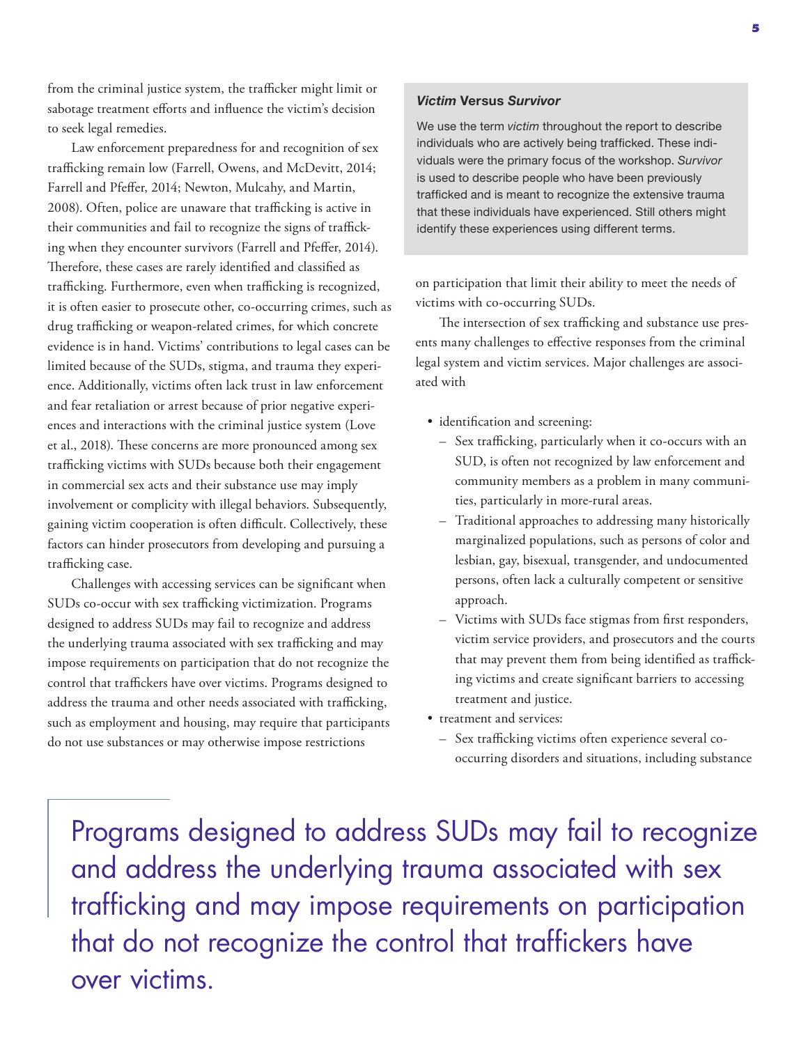from the criminal justice system, the trafficker might limit or sabotage treatment efforts and influence the victim's decision to seek legal remedies.

Law enforcement preparedness for and recognition of sex trafficking remain low (Farrell, Owens, and McDevitt, 2014; Farrell and Pfeffer, 2014; Newton, Mulcahy, and Martin, 2008). Often, police are unaware that trafficking is active in their communities and fail to recognize the signs of trafficking when they encounter survivors (Farrell and Pfeffer, 2014). Therefore, these cases are rarely identified and classified as trafficking. Furthermore, even when trafficking is recognized, it is often easier to prosecute other, co-occurring crimes, such as drug trafficking or weapon-related crimes, for which concrete evidence is in hand. Victims' contributions to legal cases can be limited because of the SUDs, stigma, and trauma they experience. Additionally, victims often lack trust in law enforcement and fear retaliation or arrest because of prior negative experiences and interactions with the criminal justice system (Love et al., 2018). These concerns are more pronounced among sex trafficking victims with SUDs because both their engagement in commercial sex acts and their substance use may imply involvement or complicity with illegal behaviors. Subsequently, gaining victim cooperation is often difficult. Collectively, these factors can hinder prosecutors from developing and pursuing a trafficking case.

Challenges with accessing services can be significant when SUDs co-occur with sex trafficking victimization. Programs designed to address SUDs may fail to recognize and address the underlying trauma associated with sex trafficking and may impose requirements on participation that do not recognize the control that traffickers have over victims. Programs designed to address the trauma and other needs associated with trafficking, such as employment and housing, may require that participants do not use substances or may otherwise impose restrictions on participation that limit their ability to meet the needs of victims with co-occurring SUDs.

> ***Victim* Versus *Survivor***
>
> We use the term *victim* throughout the report to describe individuals who are actively being trafficked. These individuals were the primary focus of the workshop. *Survivor* is used to describe people who have been previously trafficked and is meant to recognize the extensive trauma that these individuals have experienced. Still others might identify these experiences using different terms.

The intersection of sex trafficking and substance use presents many challenges to effective responses from the criminal legal system and victim services. Major challenges are associated with

- identification and screening:
  - Sex trafficking, particularly when it co-occurs with an SUD, is often not recognized by law enforcement and community members as a problem in many communities, particularly in more-rural areas.
  - Traditional approaches to addressing many historically marginalized populations, such as persons of color and lesbian, gay, bisexual, transgender, and undocumented persons, often lack a culturally competent or sensitive approach.
  - Victims with SUDs face stigmas from first responders, victim service providers, and prosecutors and the courts that may prevent them from being identified as trafficking victims and create significant barriers to accessing treatment and justice.
- treatment and services:
  - Sex trafficking victims often experience several co-occurring disorders and situations, including substance

> Programs designed to address SUDs may fail to recognize and address the underlying trauma associated with sex trafficking and may impose requirements on participation that do not recognize the control that traffickers have over victims.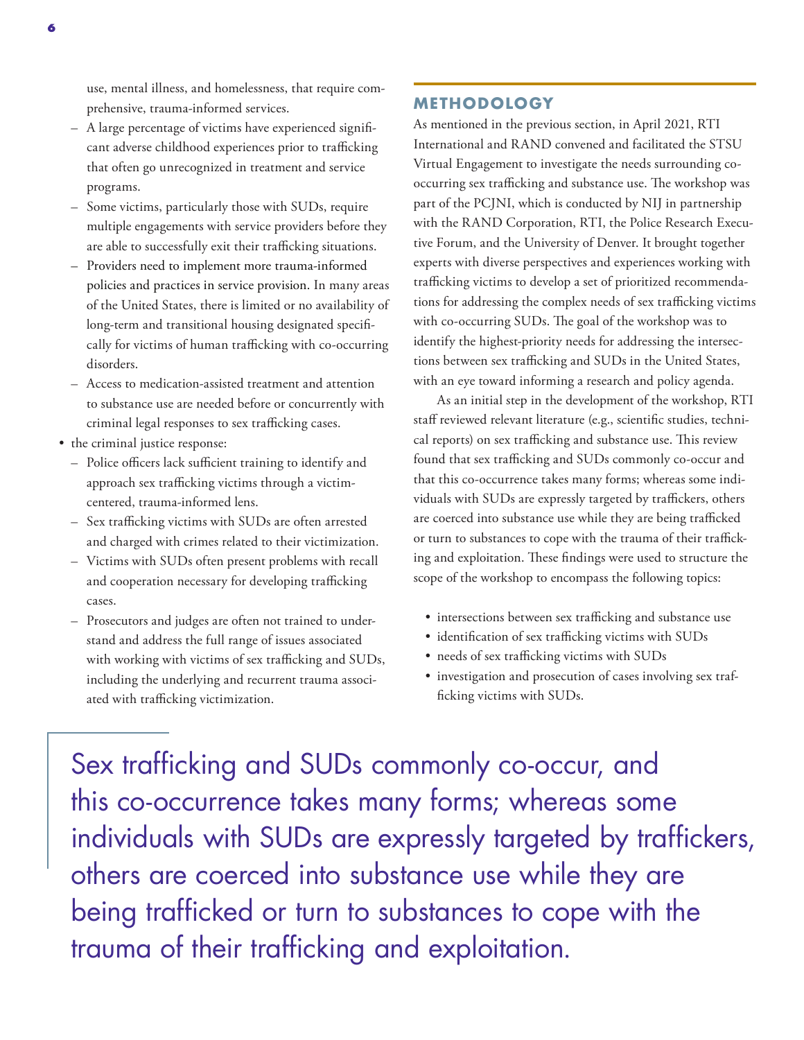use, mental illness, and homelessness, that require comprehensive, trauma-informed services.
  - A large percentage of victims have experienced significant adverse childhood experiences prior to trafficking that often go unrecognized in treatment and service programs.
  - Some victims, particularly those with SUDs, require multiple engagements with service providers before they are able to successfully exit their trafficking situations.
  - Providers need to implement more trauma-informed policies and practices in service provision. In many areas of the United States, there is limited or no availability of long-term and transitional housing designated specifically for victims of human trafficking with co-occurring disorders.
  - Access to medication-assisted treatment and attention to substance use are needed before or concurrently with criminal legal responses to sex trafficking cases.
- the criminal justice response:
  - Police officers lack sufficient training to identify and approach sex trafficking victims through a victim-centered, trauma-informed lens.
  - Sex trafficking victims with SUDs are often arrested and charged with crimes related to their victimization.
  - Victims with SUDs often present problems with recall and cooperation necessary for developing trafficking cases.
  - Prosecutors and judges are often not trained to understand and address the full range of issues associated with working with victims of sex trafficking and SUDs, including the underlying and recurrent trauma associated with trafficking victimization.

## METHODOLOGY

As mentioned in the previous section, in April 2021, RTI International and RAND convened and facilitated the STSU Virtual Engagement to investigate the needs surrounding co-occurring sex trafficking and substance use. The workshop was part of the PCJNI, which is conducted by NIJ in partnership with the RAND Corporation, RTI, the Police Research Executive Forum, and the University of Denver. It brought together experts with diverse perspectives and experiences working with trafficking victims to develop a set of prioritized recommendations for addressing the complex needs of sex trafficking victims with co-occurring SUDs. The goal of the workshop was to identify the highest-priority needs for addressing the intersections between sex trafficking and SUDs in the United States, with an eye toward informing a research and policy agenda.

As an initial step in the development of the workshop, RTI staff reviewed relevant literature (e.g., scientific studies, technical reports) on sex trafficking and substance use. This review found that sex trafficking and SUDs commonly co-occur and that this co-occurrence takes many forms; whereas some individuals with SUDs are expressly targeted by traffickers, others are coerced into substance use while they are being trafficked or turn to substances to cope with the trauma of their trafficking and exploitation. These findings were used to structure the scope of the workshop to encompass the following topics:

- intersections between sex trafficking and substance use
- identification of sex trafficking victims with SUDs
- needs of sex trafficking victims with SUDs
- investigation and prosecution of cases involving sex trafficking victims with SUDs.

> Sex trafficking and SUDs commonly co-occur, and this co-occurrence takes many forms; whereas some individuals with SUDs are expressly targeted by traffickers, others are coerced into substance use while they are being trafficked or turn to substances to cope with the trauma of their trafficking and exploitation.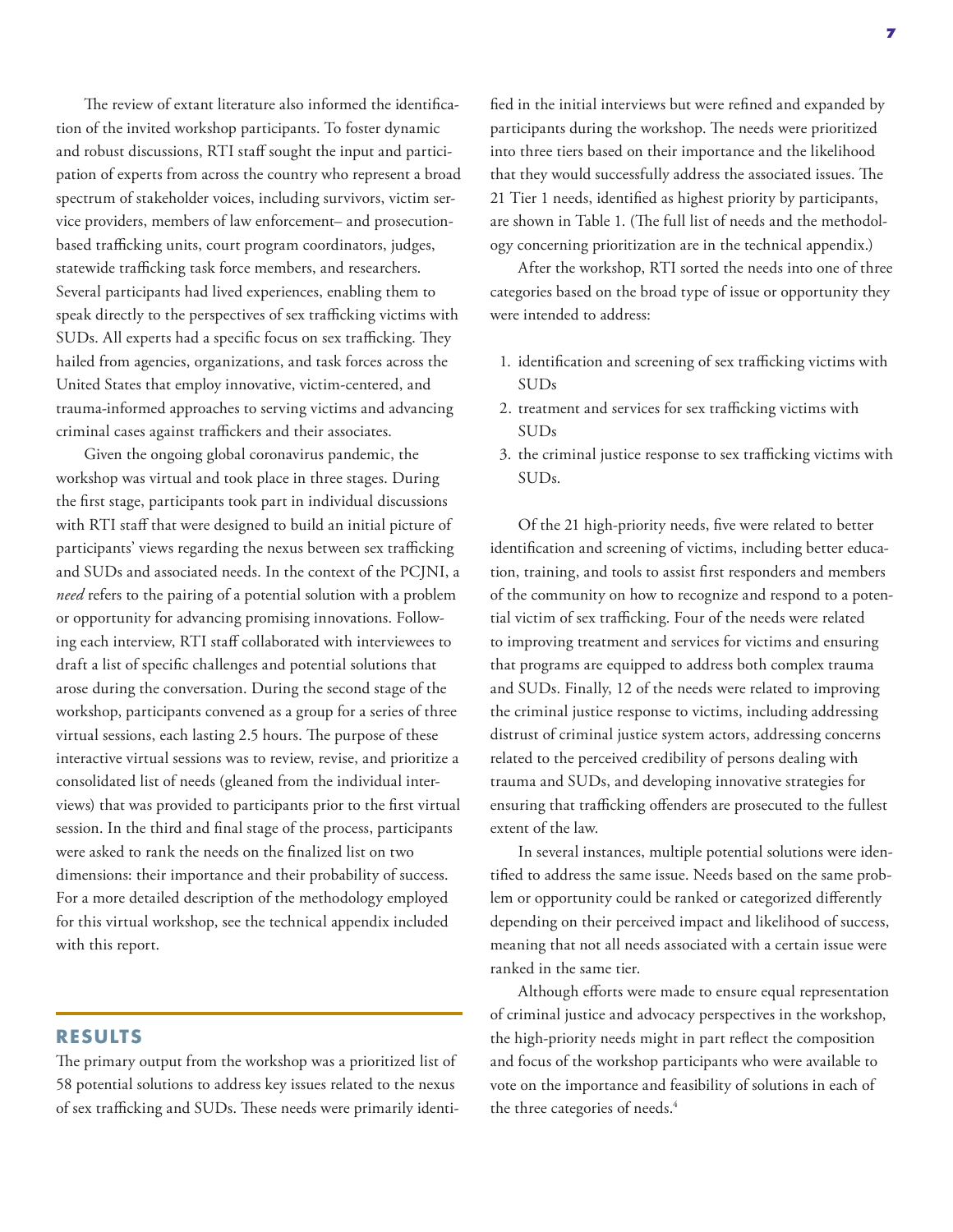The review of extant literature also informed the identification of the invited workshop participants. To foster dynamic and robust discussions, RTI staff sought the input and participation of experts from across the country who represent a broad spectrum of stakeholder voices, including survivors, victim service providers, members of law enforcement– and prosecution-based trafficking units, court program coordinators, judges, statewide trafficking task force members, and researchers. Several participants had lived experiences, enabling them to speak directly to the perspectives of sex trafficking victims with SUDs. All experts had a specific focus on sex trafficking. They hailed from agencies, organizations, and task forces across the United States that employ innovative, victim-centered, and trauma-informed approaches to serving victims and advancing criminal cases against traffickers and their associates.

Given the ongoing global coronavirus pandemic, the workshop was virtual and took place in three stages. During the first stage, participants took part in individual discussions with RTI staff that were designed to build an initial picture of participants' views regarding the nexus between sex trafficking and SUDs and associated needs. In the context of the PCJNI, a *need* refers to the pairing of a potential solution with a problem or opportunity for advancing promising innovations. Following each interview, RTI staff collaborated with interviewees to draft a list of specific challenges and potential solutions that arose during the conversation. During the second stage of the workshop, participants convened as a group for a series of three virtual sessions, each lasting 2.5 hours. The purpose of these interactive virtual sessions was to review, revise, and prioritize a consolidated list of needs (gleaned from the individual interviews) that was provided to participants prior to the first virtual session. In the third and final stage of the process, participants were asked to rank the needs on the finalized list on two dimensions: their importance and their probability of success. For a more detailed description of the methodology employed for this virtual workshop, see the technical appendix included with this report.

## RESULTS

The primary output from the workshop was a prioritized list of 58 potential solutions to address key issues related to the nexus of sex trafficking and SUDs. These needs were primarily identified in the initial interviews but were refined and expanded by participants during the workshop. The needs were prioritized into three tiers based on their importance and the likelihood that they would successfully address the associated issues. The 21 Tier 1 needs, identified as highest priority by participants, are shown in Table 1. (The full list of needs and the methodology concerning prioritization are in the technical appendix.)

After the workshop, RTI sorted the needs into one of three categories based on the broad type of issue or opportunity they were intended to address:

1. identification and screening of sex trafficking victims with SUDs
2. treatment and services for sex trafficking victims with SUDs
3. the criminal justice response to sex trafficking victims with SUDs.

Of the 21 high-priority needs, five were related to better identification and screening of victims, including better education, training, and tools to assist first responders and members of the community on how to recognize and respond to a potential victim of sex trafficking. Four of the needs were related to improving treatment and services for victims and ensuring that programs are equipped to address both complex trauma and SUDs. Finally, 12 of the needs were related to improving the criminal justice response to victims, including addressing distrust of criminal justice system actors, addressing concerns related to the perceived credibility of persons dealing with trauma and SUDs, and developing innovative strategies for ensuring that trafficking offenders are prosecuted to the fullest extent of the law.

In several instances, multiple potential solutions were identified to address the same issue. Needs based on the same problem or opportunity could be ranked or categorized differently depending on their perceived impact and likelihood of success, meaning that not all needs associated with a certain issue were ranked in the same tier.

Although efforts were made to ensure equal representation of criminal justice and advocacy perspectives in the workshop, the high-priority needs might in part reflect the composition and focus of the workshop participants who were available to vote on the importance and feasibility of solutions in each of the three categories of needs.[4]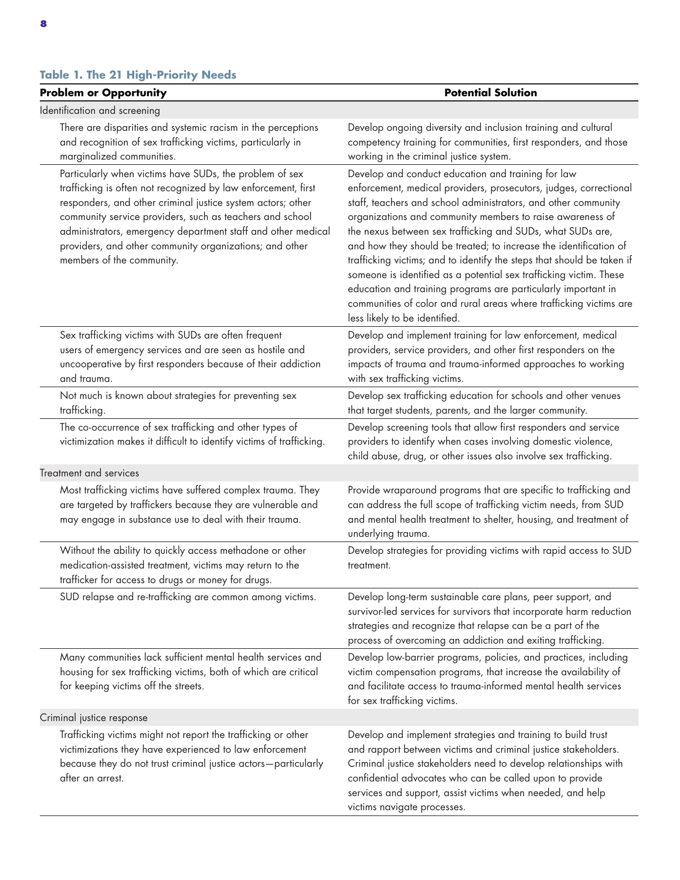**Table 1. The 21 High-Priority Needs**

| Problem or Opportunity | Potential Solution |
|---|---|
| Identification and screening | |
| There are disparities and systemic racism in the perceptions and recognition of sex trafficking victims, particularly in marginalized communities. | Develop ongoing diversity and inclusion training and cultural competency training for communities, first responders, and those working in the criminal justice system. |
| Particularly when victims have SUDs, the problem of sex trafficking is often not recognized by law enforcement, first responders, and other criminal justice system actors; other community service providers, such as teachers and school administrators, emergency department staff and other medical providers, and other community organizations; and other members of the community. | Develop and conduct education and training for law enforcement, medical providers, prosecutors, judges, correctional staff, teachers and school administrators, and other community organizations and community members to raise awareness of the nexus between sex trafficking and SUDs, what SUDs are, and how they should be treated; to increase the identification of trafficking victims; and to identify the steps that should be taken if someone is identified as a potential sex trafficking victim. These education and training programs are particularly important in communities of color and rural areas where trafficking victims are less likely to be identified. |
| Sex trafficking victims with SUDs are often frequent users of emergency services and are seen as hostile and uncooperative by first responders because of their addiction and trauma. | Develop and implement training for law enforcement, medical providers, service providers, and other first responders on the impacts of trauma and trauma-informed approaches to working with sex trafficking victims. |
| Not much is known about strategies for preventing sex trafficking. | Develop sex trafficking education for schools and other venues that target students, parents, and the larger community. |
| The co-occurrence of sex trafficking and other types of victimization makes it difficult to identify victims of trafficking. | Develop screening tools that allow first responders and service providers to identify when cases involving domestic violence, child abuse, drug, or other issues also involve sex trafficking. |
| Treatment and services | |
| Most trafficking victims have suffered complex trauma. They are targeted by traffickers because they are vulnerable and may engage in substance use to deal with their trauma. | Provide wraparound programs that are specific to trafficking and can address the full scope of trafficking victim needs, from SUD and mental health treatment to shelter, housing, and treatment of underlying trauma. |
| Without the ability to quickly access methadone or other medication-assisted treatment, victims may return to the trafficker for access to drugs or money for drugs. | Develop strategies for providing victims with rapid access to SUD treatment. |
| SUD relapse and re-trafficking are common among victims. | Develop long-term sustainable care plans, peer support, and survivor-led services for survivors that incorporate harm reduction strategies and recognize that relapse can be a part of the process of overcoming an addiction and exiting trafficking. |
| Many communities lack sufficient mental health services and housing for sex trafficking victims, both of which are critical for keeping victims off the streets. | Develop low-barrier programs, policies, and practices, including victim compensation programs, that increase the availability of and facilitate access to trauma-informed mental health services for sex trafficking victims. |
| Criminal justice response | |
| Trafficking victims might not report the trafficking or other victimizations they have experienced to law enforcement because they do not trust criminal justice actors—particularly after an arrest. | Develop and implement strategies and training to build trust and rapport between victims and criminal justice stakeholders. Criminal justice stakeholders need to develop relationships with confidential advocates who can be called upon to provide services and support, assist victims when needed, and help victims navigate processes. |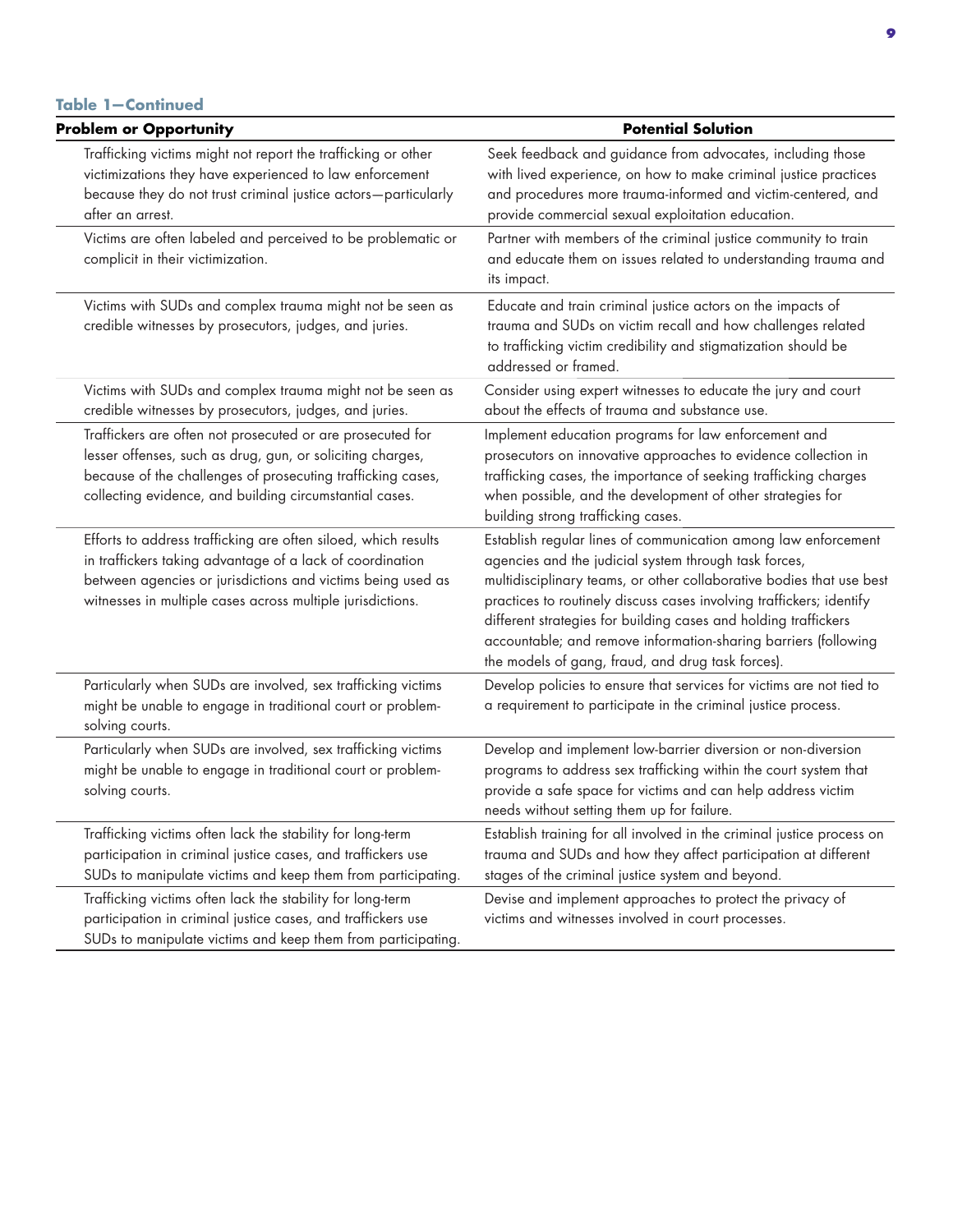**Table 1—Continued**

| Problem or Opportunity | Potential Solution |
|---|---|
| Trafficking victims might not report the trafficking or other victimizations they have experienced to law enforcement because they do not trust criminal justice actors—particularly after an arrest. | Seek feedback and guidance from advocates, including those with lived experience, on how to make criminal justice practices and procedures more trauma-informed and victim-centered, and provide commercial sexual exploitation education. |
| Victims are often labeled and perceived to be problematic or complicit in their victimization. | Partner with members of the criminal justice community to train and educate them on issues related to understanding trauma and its impact. |
| Victims with SUDs and complex trauma might not be seen as credible witnesses by prosecutors, judges, and juries. | Educate and train criminal justice actors on the impacts of trauma and SUDs on victim recall and how challenges related to trafficking victim credibility and stigmatization should be addressed or framed. |
| Victims with SUDs and complex trauma might not be seen as credible witnesses by prosecutors, judges, and juries. | Consider using expert witnesses to educate the jury and court about the effects of trauma and substance use. |
| Traffickers are often not prosecuted or are prosecuted for lesser offenses, such as drug, gun, or soliciting charges, because of the challenges of prosecuting trafficking cases, collecting evidence, and building circumstantial cases. | Implement education programs for law enforcement and prosecutors on innovative approaches to evidence collection in trafficking cases, the importance of seeking trafficking charges when possible, and the development of other strategies for building strong trafficking cases. |
| Efforts to address trafficking are often siloed, which results in traffickers taking advantage of a lack of coordination between agencies or jurisdictions and victims being used as witnesses in multiple cases across multiple jurisdictions. | Establish regular lines of communication among law enforcement agencies and the judicial system through task forces, multidisciplinary teams, or other collaborative bodies that use best practices to routinely discuss cases involving traffickers; identify different strategies for building cases and holding traffickers accountable; and remove information-sharing barriers (following the models of gang, fraud, and drug task forces). |
| Particularly when SUDs are involved, sex trafficking victims might be unable to engage in traditional court or problem-solving courts. | Develop policies to ensure that services for victims are not tied to a requirement to participate in the criminal justice process. |
| Particularly when SUDs are involved, sex trafficking victims might be unable to engage in traditional court or problem-solving courts. | Develop and implement low-barrier diversion or non-diversion programs to address sex trafficking within the court system that provide a safe space for victims and can help address victim needs without setting them up for failure. |
| Trafficking victims often lack the stability for long-term participation in criminal justice cases, and traffickers use SUDs to manipulate victims and keep them from participating. | Establish training for all involved in the criminal justice process on trauma and SUDs and how they affect participation at different stages of the criminal justice system and beyond. |
| Trafficking victims often lack the stability for long-term participation in criminal justice cases, and traffickers use SUDs to manipulate victims and keep them from participating. | Devise and implement approaches to protect the privacy of victims and witnesses involved in court processes. |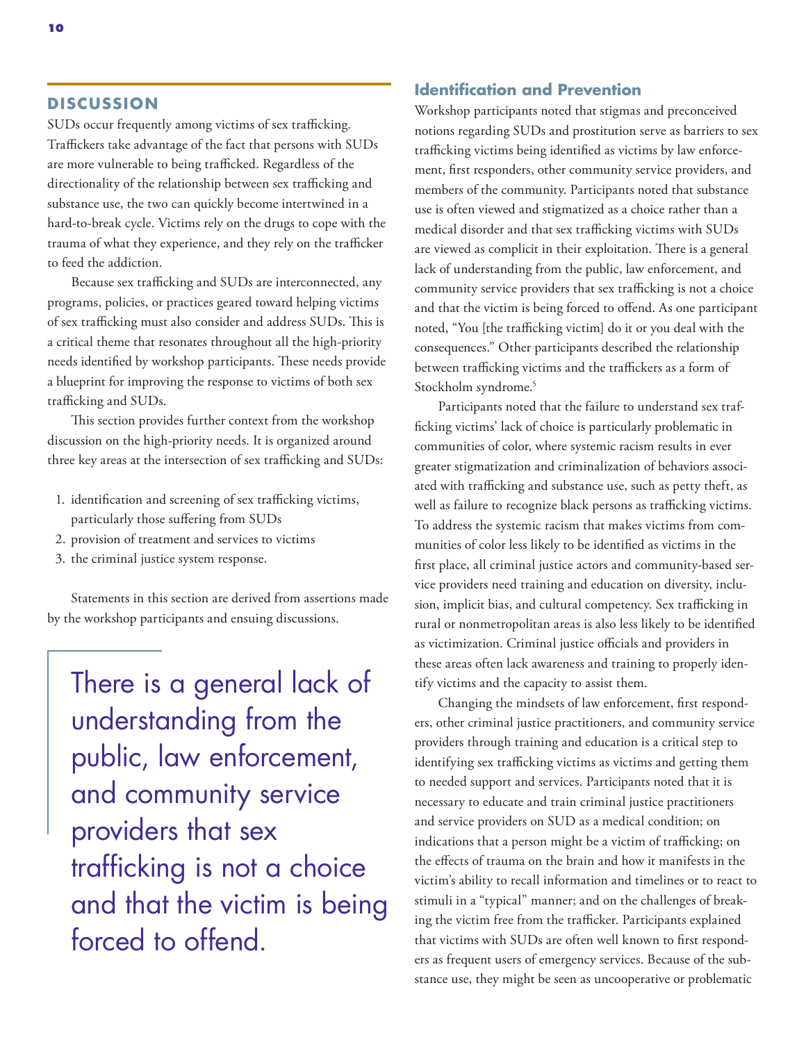## DISCUSSION

SUDs occur frequently among victims of sex trafficking. Traffickers take advantage of the fact that persons with SUDs are more vulnerable to being trafficked. Regardless of the directionality of the relationship between sex trafficking and substance use, the two can quickly become intertwined in a hard-to-break cycle. Victims rely on the drugs to cope with the trauma of what they experience, and they rely on the trafficker to feed the addiction.

Because sex trafficking and SUDs are interconnected, any programs, policies, or practices geared toward helping victims of sex trafficking must also consider and address SUDs. This is a critical theme that resonates throughout all the high-priority needs identified by workshop participants. These needs provide a blueprint for improving the response to victims of both sex trafficking and SUDs.

This section provides further context from the workshop discussion on the high-priority needs. It is organized around three key areas at the intersection of sex trafficking and SUDs:

1. identification and screening of sex trafficking victims, particularly those suffering from SUDs
2. provision of treatment and services to victims
3. the criminal justice system response.

Statements in this section are derived from assertions made by the workshop participants and ensuing discussions.

> There is a general lack of understanding from the public, law enforcement, and community service providers that sex trafficking is not a choice and that the victim is being forced to offend.

### Identification and Prevention

Workshop participants noted that stigmas and preconceived notions regarding SUDs and prostitution serve as barriers to sex trafficking victims being identified as victims by law enforcement, first responders, other community service providers, and members of the community. Participants noted that substance use is often viewed and stigmatized as a choice rather than a medical disorder and that sex trafficking victims with SUDs are viewed as complicit in their exploitation. There is a general lack of understanding from the public, law enforcement, and community service providers that sex trafficking is not a choice and that the victim is being forced to offend. As one participant noted, "You [the trafficking victim] do it or you deal with the consequences." Other participants described the relationship between trafficking victims and the traffickers as a form of Stockholm syndrome.[5]

Participants noted that the failure to understand sex trafficking victims' lack of choice is particularly problematic in communities of color, where systemic racism results in ever greater stigmatization and criminalization of behaviors associated with trafficking and substance use, such as petty theft, as well as failure to recognize black persons as trafficking victims. To address the systemic racism that makes victims from communities of color less likely to be identified as victims in the first place, all criminal justice actors and community-based service providers need training and education on diversity, inclusion, implicit bias, and cultural competency. Sex trafficking in rural or nonmetropolitan areas is also less likely to be identified as victimization. Criminal justice officials and providers in these areas often lack awareness and training to properly identify victims and the capacity to assist them.

Changing the mindsets of law enforcement, first responders, other criminal justice practitioners, and community service providers through training and education is a critical step to identifying sex trafficking victims as victims and getting them to needed support and services. Participants noted that it is necessary to educate and train criminal justice practitioners and service providers on SUD as a medical condition; on indications that a person might be a victim of trafficking; on the effects of trauma on the brain and how it manifests in the victim's ability to recall information and timelines or to react to stimuli in a "typical" manner; and on the challenges of breaking the victim free from the trafficker. Participants explained that victims with SUDs are often well known to first responders as frequent users of emergency services. Because of the substance use, they might be seen as uncooperative or problematic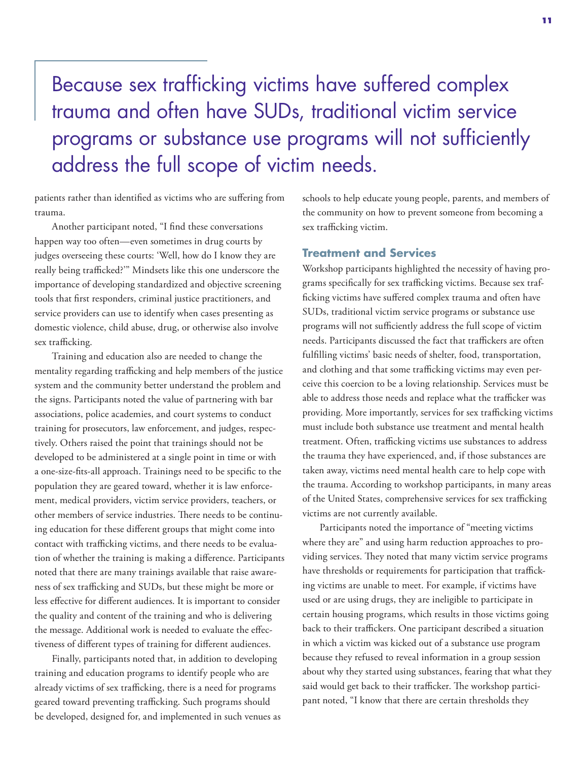> Because sex trafficking victims have suffered complex trauma and often have SUDs, traditional victim service programs or substance use programs will not sufficiently address the full scope of victim needs.

patients rather than identified as victims who are suffering from trauma.

Another participant noted, "I find these conversations happen way too often—even sometimes in drug courts by judges overseeing these courts: 'Well, how do I know they are really being trafficked?'" Mindsets like this one underscore the importance of developing standardized and objective screening tools that first responders, criminal justice practitioners, and service providers can use to identify when cases presenting as domestic violence, child abuse, drug, or otherwise also involve sex trafficking.

Training and education also are needed to change the mentality regarding trafficking and help members of the justice system and the community better understand the problem and the signs. Participants noted the value of partnering with bar associations, police academies, and court systems to conduct training for prosecutors, law enforcement, and judges, respectively. Others raised the point that trainings should not be developed to be administered at a single point in time or with a one-size-fits-all approach. Trainings need to be specific to the population they are geared toward, whether it is law enforcement, medical providers, victim service providers, teachers, or other members of service industries. There needs to be continuing education for these different groups that might come into contact with trafficking victims, and there needs to be evaluation of whether the training is making a difference. Participants noted that there are many trainings available that raise awareness of sex trafficking and SUDs, but these might be more or less effective for different audiences. It is important to consider the quality and content of the training and who is delivering the message. Additional work is needed to evaluate the effectiveness of different types of training for different audiences.

Finally, participants noted that, in addition to developing training and education programs to identify people who are already victims of sex trafficking, there is a need for programs geared toward preventing trafficking. Such programs should be developed, designed for, and implemented in such venues as schools to help educate young people, parents, and members of the community on how to prevent someone from becoming a sex trafficking victim.

## Treatment and Services

Workshop participants highlighted the necessity of having programs specifically for sex trafficking victims. Because sex trafficking victims have suffered complex trauma and often have SUDs, traditional victim service programs or substance use programs will not sufficiently address the full scope of victim needs. Participants discussed the fact that traffickers are often fulfilling victims' basic needs of shelter, food, transportation, and clothing and that some trafficking victims may even perceive this coercion to be a loving relationship. Services must be able to address those needs and replace what the trafficker was providing. More importantly, services for sex trafficking victims must include both substance use treatment and mental health treatment. Often, trafficking victims use substances to address the trauma they have experienced, and, if those substances are taken away, victims need mental health care to help cope with the trauma. According to workshop participants, in many areas of the United States, comprehensive services for sex trafficking victims are not currently available.

Participants noted the importance of "meeting victims where they are" and using harm reduction approaches to providing services. They noted that many victim service programs have thresholds or requirements for participation that trafficking victims are unable to meet. For example, if victims have used or are using drugs, they are ineligible to participate in certain housing programs, which results in those victims going back to their traffickers. One participant described a situation in which a victim was kicked out of a substance use program because they refused to reveal information in a group session about why they started using substances, fearing that what they said would get back to their trafficker. The workshop participant noted, "I know that there are certain thresholds they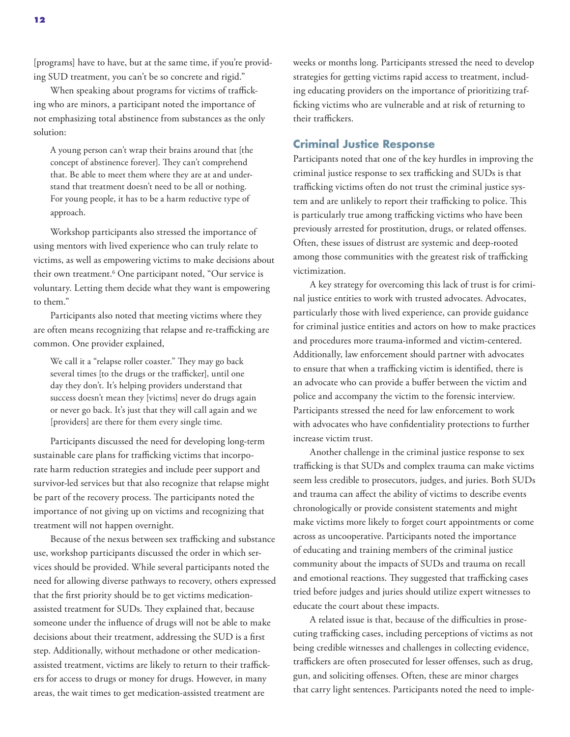[programs] have to have, but at the same time, if you're providing SUD treatment, you can't be so concrete and rigid."

When speaking about programs for victims of trafficking who are minors, a participant noted the importance of not emphasizing total abstinence from substances as the only solution:

> A young person can't wrap their brains around that [the concept of abstinence forever]. They can't comprehend that. Be able to meet them where they are at and understand that treatment doesn't need to be all or nothing. For young people, it has to be a harm reductive type of approach.

Workshop participants also stressed the importance of using mentors with lived experience who can truly relate to victims, as well as empowering victims to make decisions about their own treatment.[6] One participant noted, "Our service is voluntary. Letting them decide what they want is empowering to them."

Participants also noted that meeting victims where they are often means recognizing that relapse and re-trafficking are common. One provider explained,

> We call it a "relapse roller coaster." They may go back several times [to the drugs or the trafficker], until one day they don't. It's helping providers understand that success doesn't mean they [victims] never do drugs again or never go back. It's just that they will call again and we [providers] are there for them every single time.

Participants discussed the need for developing long-term sustainable care plans for trafficking victims that incorporate harm reduction strategies and include peer support and survivor-led services but that also recognize that relapse might be part of the recovery process. The participants noted the importance of not giving up on victims and recognizing that treatment will not happen overnight.

Because of the nexus between sex trafficking and substance use, workshop participants discussed the order in which services should be provided. While several participants noted the need for allowing diverse pathways to recovery, others expressed that the first priority should be to get victims medication-assisted treatment for SUDs. They explained that, because someone under the influence of drugs will not be able to make decisions about their treatment, addressing the SUD is a first step. Additionally, without methadone or other medication-assisted treatment, victims are likely to return to their traffickers for access to drugs or money for drugs. However, in many areas, the wait times to get medication-assisted treatment are weeks or months long. Participants stressed the need to develop strategies for getting victims rapid access to treatment, including educating providers on the importance of prioritizing trafficking victims who are vulnerable and at risk of returning to their traffickers.

## Criminal Justice Response

Participants noted that one of the key hurdles in improving the criminal justice response to sex trafficking and SUDs is that trafficking victims often do not trust the criminal justice system and are unlikely to report their trafficking to police. This is particularly true among trafficking victims who have been previously arrested for prostitution, drugs, or related offenses. Often, these issues of distrust are systemic and deep-rooted among those communities with the greatest risk of trafficking victimization.

A key strategy for overcoming this lack of trust is for criminal justice entities to work with trusted advocates. Advocates, particularly those with lived experience, can provide guidance for criminal justice entities and actors on how to make practices and procedures more trauma-informed and victim-centered. Additionally, law enforcement should partner with advocates to ensure that when a trafficking victim is identified, there is an advocate who can provide a buffer between the victim and police and accompany the victim to the forensic interview. Participants stressed the need for law enforcement to work with advocates who have confidentiality protections to further increase victim trust.

Another challenge in the criminal justice response to sex trafficking is that SUDs and complex trauma can make victims seem less credible to prosecutors, judges, and juries. Both SUDs and trauma can affect the ability of victims to describe events chronologically or provide consistent statements and might make victims more likely to forget court appointments or come across as uncooperative. Participants noted the importance of educating and training members of the criminal justice community about the impacts of SUDs and trauma on recall and emotional reactions. They suggested that trafficking cases tried before judges and juries should utilize expert witnesses to educate the court about these impacts.

A related issue is that, because of the difficulties in prosecuting trafficking cases, including perceptions of victims as not being credible witnesses and challenges in collecting evidence, traffickers are often prosecuted for lesser offenses, such as drug, gun, and soliciting offenses. Often, these are minor charges that carry light sentences. Participants noted the need to imple-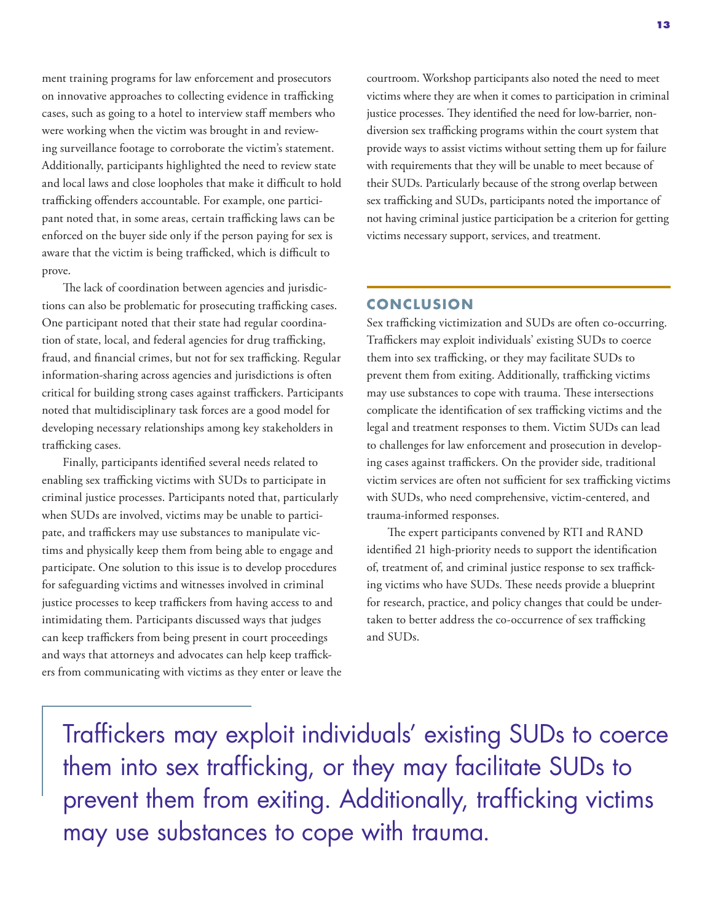ment training programs for law enforcement and prosecutors on innovative approaches to collecting evidence in trafficking cases, such as going to a hotel to interview staff members who were working when the victim was brought in and reviewing surveillance footage to corroborate the victim's statement. Additionally, participants highlighted the need to review state and local laws and close loopholes that make it difficult to hold trafficking offenders accountable. For example, one participant noted that, in some areas, certain trafficking laws can be enforced on the buyer side only if the person paying for sex is aware that the victim is being trafficked, which is difficult to prove.

The lack of coordination between agencies and jurisdictions can also be problematic for prosecuting trafficking cases. One participant noted that their state had regular coordination of state, local, and federal agencies for drug trafficking, fraud, and financial crimes, but not for sex trafficking. Regular information-sharing across agencies and jurisdictions is often critical for building strong cases against traffickers. Participants noted that multidisciplinary task forces are a good model for developing necessary relationships among key stakeholders in trafficking cases.

Finally, participants identified several needs related to enabling sex trafficking victims with SUDs to participate in criminal justice processes. Participants noted that, particularly when SUDs are involved, victims may be unable to participate, and traffickers may use substances to manipulate victims and physically keep them from being able to engage and participate. One solution to this issue is to develop procedures for safeguarding victims and witnesses involved in criminal justice processes to keep traffickers from having access to and intimidating them. Participants discussed ways that judges can keep traffickers from being present in court proceedings and ways that attorneys and advocates can help keep traffickers from communicating with victims as they enter or leave the courtroom. Workshop participants also noted the need to meet victims where they are when it comes to participation in criminal justice processes. They identified the need for low-barrier, non-diversion sex trafficking programs within the court system that provide ways to assist victims without setting them up for failure with requirements that they will be unable to meet because of their SUDs. Particularly because of the strong overlap between sex trafficking and SUDs, participants noted the importance of not having criminal justice participation be a criterion for getting victims necessary support, services, and treatment.

## CONCLUSION

Sex trafficking victimization and SUDs are often co-occurring. Traffickers may exploit individuals' existing SUDs to coerce them into sex trafficking, or they may facilitate SUDs to prevent them from exiting. Additionally, trafficking victims may use substances to cope with trauma. These intersections complicate the identification of sex trafficking victims and the legal and treatment responses to them. Victim SUDs can lead to challenges for law enforcement and prosecution in developing cases against traffickers. On the provider side, traditional victim services are often not sufficient for sex trafficking victims with SUDs, who need comprehensive, victim-centered, and trauma-informed responses.

The expert participants convened by RTI and RAND identified 21 high-priority needs to support the identification of, treatment of, and criminal justice response to sex trafficking victims who have SUDs. These needs provide a blueprint for research, practice, and policy changes that could be undertaken to better address the co-occurrence of sex trafficking and SUDs.

> Traffickers may exploit individuals' existing SUDs to coerce them into sex trafficking, or they may facilitate SUDs to prevent them from exiting. Additionally, trafficking victims may use substances to cope with trauma.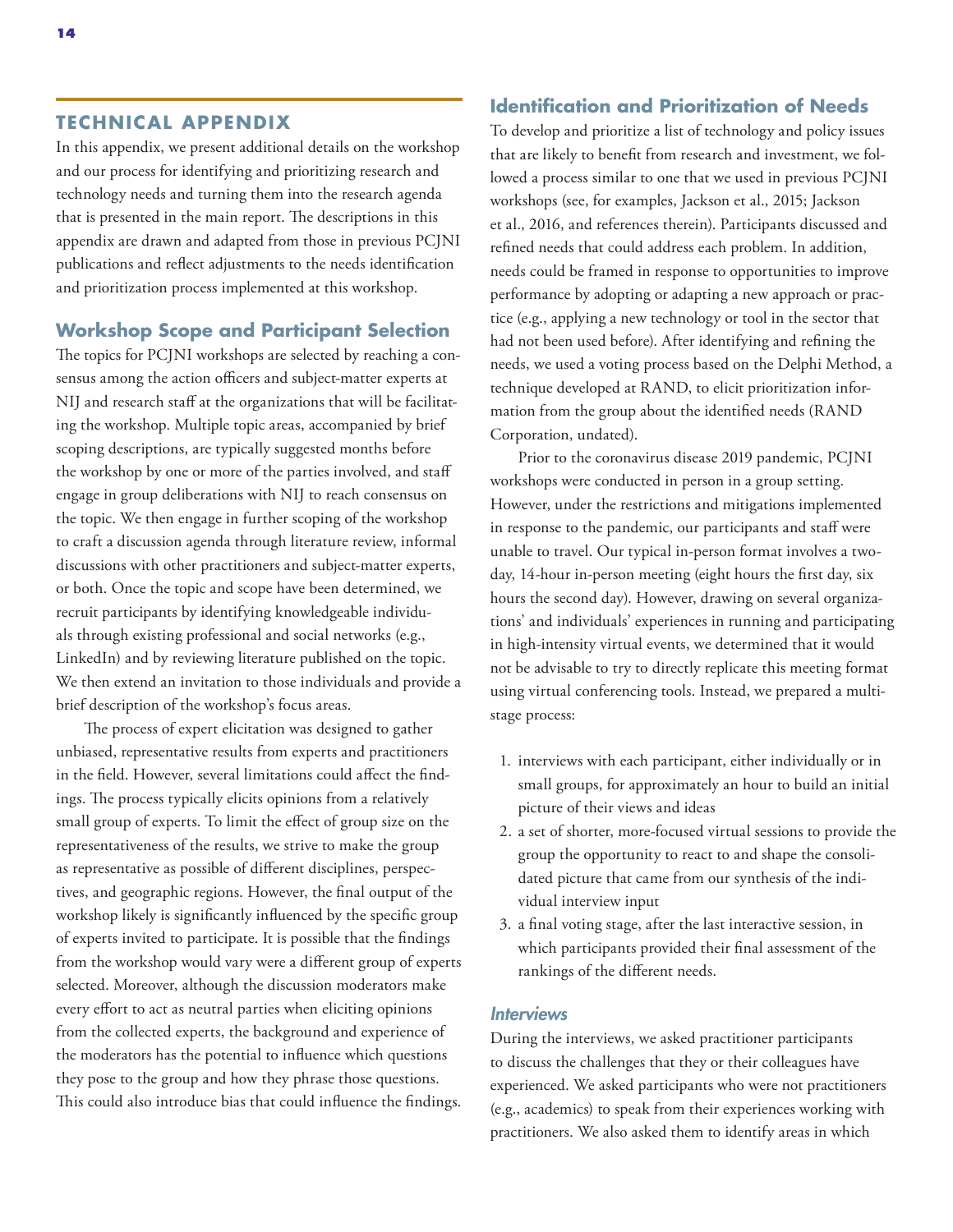## TECHNICAL APPENDIX

In this appendix, we present additional details on the workshop and our process for identifying and prioritizing research and technology needs and turning them into the research agenda that is presented in the main report. The descriptions in this appendix are drawn and adapted from those in previous PCJNI publications and reflect adjustments to the needs identification and prioritization process implemented at this workshop.

### Workshop Scope and Participant Selection

The topics for PCJNI workshops are selected by reaching a consensus among the action officers and subject-matter experts at NIJ and research staff at the organizations that will be facilitating the workshop. Multiple topic areas, accompanied by brief scoping descriptions, are typically suggested months before the workshop by one or more of the parties involved, and staff engage in group deliberations with NIJ to reach consensus on the topic. We then engage in further scoping of the workshop to craft a discussion agenda through literature review, informal discussions with other practitioners and subject-matter experts, or both. Once the topic and scope have been determined, we recruit participants by identifying knowledgeable individuals through existing professional and social networks (e.g., LinkedIn) and by reviewing literature published on the topic. We then extend an invitation to those individuals and provide a brief description of the workshop's focus areas.

The process of expert elicitation was designed to gather unbiased, representative results from experts and practitioners in the field. However, several limitations could affect the findings. The process typically elicits opinions from a relatively small group of experts. To limit the effect of group size on the representativeness of the results, we strive to make the group as representative as possible of different disciplines, perspectives, and geographic regions. However, the final output of the workshop likely is significantly influenced by the specific group of experts invited to participate. It is possible that the findings from the workshop would vary were a different group of experts selected. Moreover, although the discussion moderators make every effort to act as neutral parties when eliciting opinions from the collected experts, the background and experience of the moderators has the potential to influence which questions they pose to the group and how they phrase those questions. This could also introduce bias that could influence the findings.

### Identification and Prioritization of Needs

To develop and prioritize a list of technology and policy issues that are likely to benefit from research and investment, we followed a process similar to one that we used in previous PCJNI workshops (see, for examples, Jackson et al., 2015; Jackson et al., 2016, and references therein). Participants discussed and refined needs that could address each problem. In addition, needs could be framed in response to opportunities to improve performance by adopting or adapting a new approach or practice (e.g., applying a new technology or tool in the sector that had not been used before). After identifying and refining the needs, we used a voting process based on the Delphi Method, a technique developed at RAND, to elicit prioritization information from the group about the identified needs (RAND Corporation, undated).

Prior to the coronavirus disease 2019 pandemic, PCJNI workshops were conducted in person in a group setting. However, under the restrictions and mitigations implemented in response to the pandemic, our participants and staff were unable to travel. Our typical in-person format involves a two-day, 14-hour in-person meeting (eight hours the first day, six hours the second day). However, drawing on several organizations' and individuals' experiences in running and participating in high-intensity virtual events, we determined that it would not be advisable to try to directly replicate this meeting format using virtual conferencing tools. Instead, we prepared a multistage process:

1. interviews with each participant, either individually or in small groups, for approximately an hour to build an initial picture of their views and ideas
2. a set of shorter, more-focused virtual sessions to provide the group the opportunity to react to and shape the consolidated picture that came from our synthesis of the individual interview input
3. a final voting stage, after the last interactive session, in which participants provided their final assessment of the rankings of the different needs.

#### *Interviews*

During the interviews, we asked practitioner participants to discuss the challenges that they or their colleagues have experienced. We asked participants who were not practitioners (e.g., academics) to speak from their experiences working with practitioners. We also asked them to identify areas in which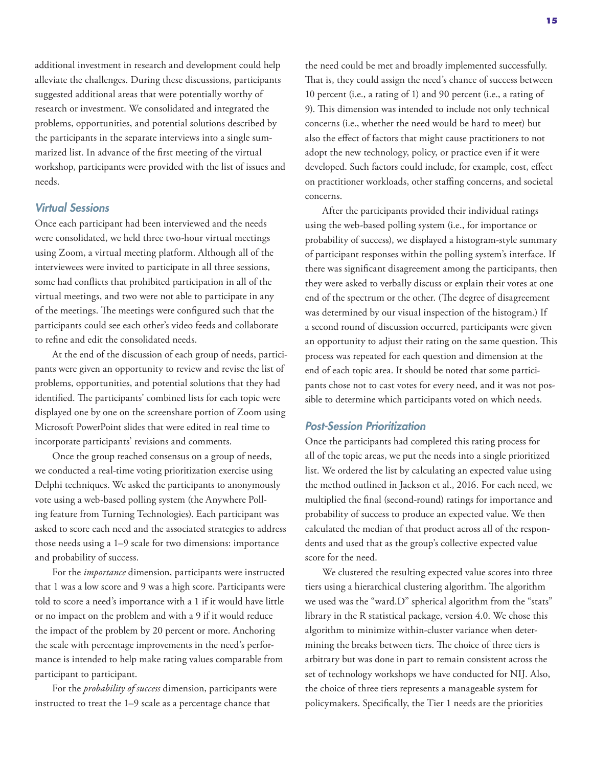additional investment in research and development could help alleviate the challenges. During these discussions, participants suggested additional areas that were potentially worthy of research or investment. We consolidated and integrated the problems, opportunities, and potential solutions described by the participants in the separate interviews into a single summarized list. In advance of the first meeting of the virtual workshop, participants were provided with the list of issues and needs.

### *Virtual Sessions*

Once each participant had been interviewed and the needs were consolidated, we held three two-hour virtual meetings using Zoom, a virtual meeting platform. Although all of the interviewees were invited to participate in all three sessions, some had conflicts that prohibited participation in all of the virtual meetings, and two were not able to participate in any of the meetings. The meetings were configured such that the participants could see each other's video feeds and collaborate to refine and edit the consolidated needs.

At the end of the discussion of each group of needs, participants were given an opportunity to review and revise the list of problems, opportunities, and potential solutions that they had identified. The participants' combined lists for each topic were displayed one by one on the screenshare portion of Zoom using Microsoft PowerPoint slides that were edited in real time to incorporate participants' revisions and comments.

Once the group reached consensus on a group of needs, we conducted a real-time voting prioritization exercise using Delphi techniques. We asked the participants to anonymously vote using a web-based polling system (the Anywhere Polling feature from Turning Technologies). Each participant was asked to score each need and the associated strategies to address those needs using a 1–9 scale for two dimensions: importance and probability of success.

For the *importance* dimension, participants were instructed that 1 was a low score and 9 was a high score. Participants were told to score a need's importance with a 1 if it would have little or no impact on the problem and with a 9 if it would reduce the impact of the problem by 20 percent or more. Anchoring the scale with percentage improvements in the need's performance is intended to help make rating values comparable from participant to participant.

For the *probability of success* dimension, participants were instructed to treat the 1–9 scale as a percentage chance that the need could be met and broadly implemented successfully. That is, they could assign the need's chance of success between 10 percent (i.e., a rating of 1) and 90 percent (i.e., a rating of 9). This dimension was intended to include not only technical concerns (i.e., whether the need would be hard to meet) but also the effect of factors that might cause practitioners to not adopt the new technology, policy, or practice even if it were developed. Such factors could include, for example, cost, effect on practitioner workloads, other staffing concerns, and societal concerns.

After the participants provided their individual ratings using the web-based polling system (i.e., for importance or probability of success), we displayed a histogram-style summary of participant responses within the polling system's interface. If there was significant disagreement among the participants, then they were asked to verbally discuss or explain their votes at one end of the spectrum or the other. (The degree of disagreement was determined by our visual inspection of the histogram.) If a second round of discussion occurred, participants were given an opportunity to adjust their rating on the same question. This process was repeated for each question and dimension at the end of each topic area. It should be noted that some participants chose not to cast votes for every need, and it was not possible to determine which participants voted on which needs.

### *Post-Session Prioritization*

Once the participants had completed this rating process for all of the topic areas, we put the needs into a single prioritized list. We ordered the list by calculating an expected value using the method outlined in Jackson et al., 2016. For each need, we multiplied the final (second-round) ratings for importance and probability of success to produce an expected value. We then calculated the median of that product across all of the respondents and used that as the group's collective expected value score for the need.

We clustered the resulting expected value scores into three tiers using a hierarchical clustering algorithm. The algorithm we used was the "ward.D" spherical algorithm from the "stats" library in the R statistical package, version 4.0. We chose this algorithm to minimize within-cluster variance when determining the breaks between tiers. The choice of three tiers is arbitrary but was done in part to remain consistent across the set of technology workshops we have conducted for NIJ. Also, the choice of three tiers represents a manageable system for policymakers. Specifically, the Tier 1 needs are the priorities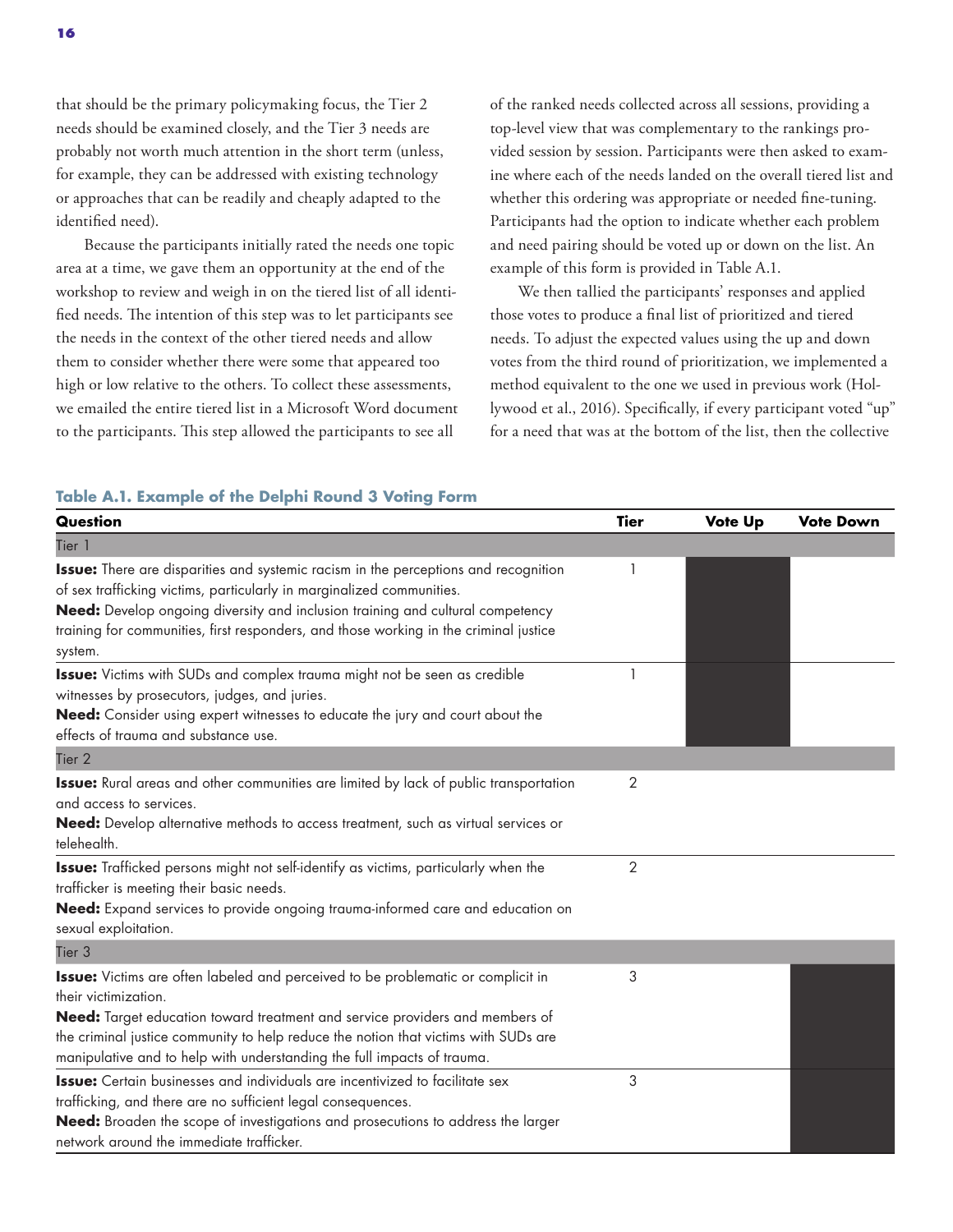that should be the primary policymaking focus, the Tier 2 needs should be examined closely, and the Tier 3 needs are probably not worth much attention in the short term (unless, for example, they can be addressed with existing technology or approaches that can be readily and cheaply adapted to the identified need).

Because the participants initially rated the needs one topic area at a time, we gave them an opportunity at the end of the workshop to review and weigh in on the tiered list of all identified needs. The intention of this step was to let participants see the needs in the context of the other tiered needs and allow them to consider whether there were some that appeared too high or low relative to the others. To collect these assessments, we emailed the entire tiered list in a Microsoft Word document to the participants. This step allowed the participants to see all of the ranked needs collected across all sessions, providing a top-level view that was complementary to the rankings provided session by session. Participants were then asked to examine where each of the needs landed on the overall tiered list and whether this ordering was appropriate or needed fine-tuning. Participants had the option to indicate whether each problem and need pairing should be voted up or down on the list. An example of this form is provided in Table A.1.

We then tallied the participants' responses and applied those votes to produce a final list of prioritized and tiered needs. To adjust the expected values using the up and down votes from the third round of prioritization, we implemented a method equivalent to the one we used in previous work (Hollywood et al., 2016). Specifically, if every participant voted "up" for a need that was at the bottom of the list, then the collective

**Table A.1. Example of the Delphi Round 3 Voting Form**

| Question | Tier | Vote Up | Vote Down |
|---|---|---|---|
| Tier 1 | | | |
| **Issue:** There are disparities and systemic racism in the perceptions and recognition of sex trafficking victims, particularly in marginalized communities. **Need:** Develop ongoing diversity and inclusion training and cultural competency training for communities, first responders, and those working in the criminal justice system. | 1 | | |
| **Issue:** Victims with SUDs and complex trauma might not be seen as credible witnesses by prosecutors, judges, and juries. **Need:** Consider using expert witnesses to educate the jury and court about the effects of trauma and substance use. | 1 | | |
| Tier 2 | | | |
| **Issue:** Rural areas and other communities are limited by lack of public transportation and access to services. **Need:** Develop alternative methods to access treatment, such as virtual services or telehealth. | 2 | | |
| **Issue:** Trafficked persons might not self-identify as victims, particularly when the trafficker is meeting their basic needs. **Need:** Expand services to provide ongoing trauma-informed care and education on sexual exploitation. | 2 | | |
| Tier 3 | | | |
| **Issue:** Victims are often labeled and perceived to be problematic or complicit in their victimization. **Need:** Target education toward treatment and service providers and members of the criminal justice community to help reduce the notion that victims with SUDs are manipulative and to help with understanding the full impacts of trauma. | 3 | | |
| **Issue:** Certain businesses and individuals are incentivized to facilitate sex trafficking, and there are no sufficient legal consequences. **Need:** Broaden the scope of investigations and prosecutions to address the larger network around the immediate trafficker. | 3 | | |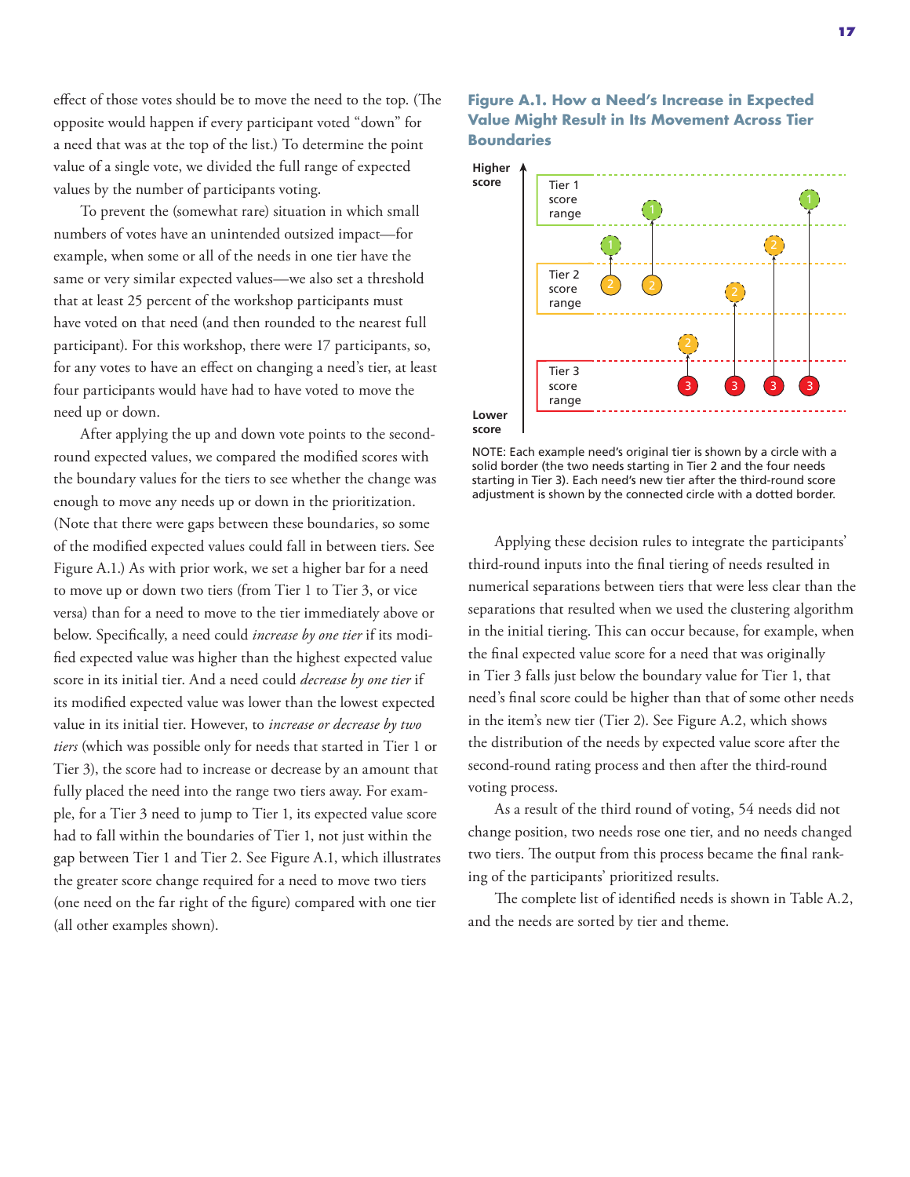effect of those votes should be to move the need to the top. (The opposite would happen if every participant voted "down" for a need that was at the top of the list.) To determine the point value of a single vote, we divided the full range of expected values by the number of participants voting.

To prevent the (somewhat rare) situation in which small numbers of votes have an unintended outsized impact—for example, when some or all of the needs in one tier have the same or very similar expected values—we also set a threshold that at least 25 percent of the workshop participants must have voted on that need (and then rounded to the nearest full participant). For this workshop, there were 17 participants, so, for any votes to have an effect on changing a need's tier, at least four participants would have had to have voted to move the need up or down.

After applying the up and down vote points to the second-round expected values, we compared the modified scores with the boundary values for the tiers to see whether the change was enough to move any needs up or down in the prioritization. (Note that there were gaps between these boundaries, so some of the modified expected values could fall in between tiers. See Figure A.1.) As with prior work, we set a higher bar for a need to move up or down two tiers (from Tier 1 to Tier 3, or vice versa) than for a need to move to the tier immediately above or below. Specifically, a need could *increase by one tier* if its modified expected value was higher than the highest expected value score in its initial tier. And a need could *decrease by one tier* if its modified expected value was lower than the lowest expected value in its initial tier. However, to *increase or decrease by two tiers* (which was possible only for needs that started in Tier 1 or Tier 3), the score had to increase or decrease by an amount that fully placed the need into the range two tiers away. For example, for a Tier 3 need to jump to Tier 1, its expected value score had to fall within the boundaries of Tier 1, not just within the gap between Tier 1 and Tier 2. See Figure A.1, which illustrates the greater score change required for a need to move two tiers (one need on the far right of the figure) compared with one tier (all other examples shown).

**Figure A.1. How a Need's Increase in Expected Value Might Result in Its Movement Across Tier Boundaries**

NOTE: Each example need's original tier is shown by a circle with a solid border (the two needs starting in Tier 2 and the four needs starting in Tier 3). Each need's new tier after the third-round score adjustment is shown by the connected circle with a dotted border.

Applying these decision rules to integrate the participants' third-round inputs into the final tiering of needs resulted in numerical separations between tiers that were less clear than the separations that resulted when we used the clustering algorithm in the initial tiering. This can occur because, for example, when the final expected value score for a need that was originally in Tier 3 falls just below the boundary value for Tier 1, that need's final score could be higher than that of some other needs in the item's new tier (Tier 2). See Figure A.2, which shows the distribution of the needs by expected value score after the second-round rating process and then after the third-round voting process.

As a result of the third round of voting, 54 needs did not change position, two needs rose one tier, and no needs changed two tiers. The output from this process became the final ranking of the participants' prioritized results.

The complete list of identified needs is shown in Table A.2, and the needs are sorted by tier and theme.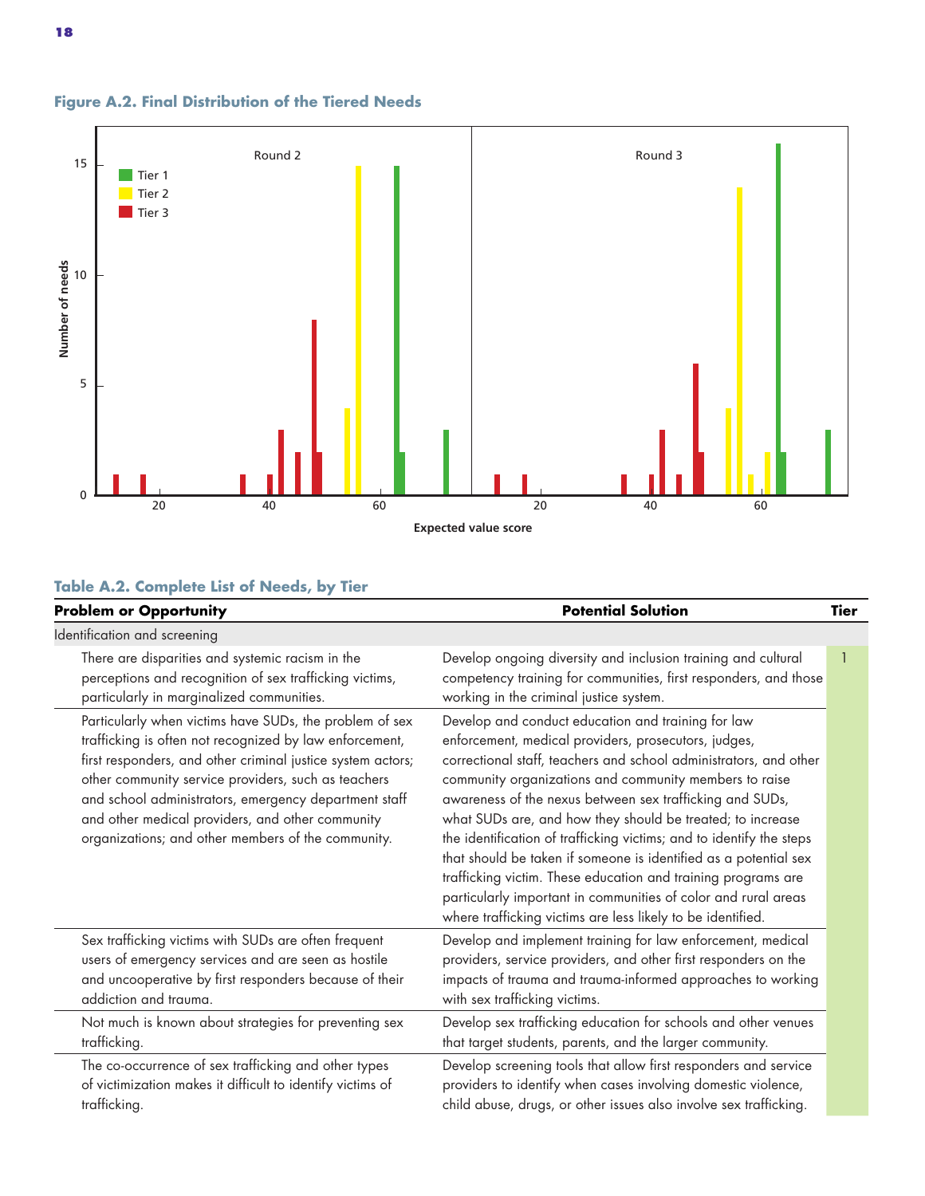**Figure A.2. Final Distribution of the Tiered Needs**

**Table A.2. Complete List of Needs, by Tier**

| Problem or Opportunity | Potential Solution | Tier |
|---|---|---|
| Identification and screening | | |
| There are disparities and systemic racism in the perceptions and recognition of sex trafficking victims, particularly in marginalized communities. | Develop ongoing diversity and inclusion training and cultural competency training for communities, first responders, and those working in the criminal justice system. | 1 |
| Particularly when victims have SUDs, the problem of sex trafficking is often not recognized by law enforcement, first responders, and other criminal justice system actors; other community service providers, such as teachers and school administrators, emergency department staff and other medical providers, and other community organizations; and other members of the community. | Develop and conduct education and training for law enforcement, medical providers, prosecutors, judges, correctional staff, teachers and school administrators, and other community organizations and community members to raise awareness of the nexus between sex trafficking and SUDs, what SUDs are, and how they should be treated; to increase the identification of trafficking victims; and to identify the steps that should be taken if someone is identified as a potential sex trafficking victim. These education and training programs are particularly important in communities of color and rural areas where trafficking victims are less likely to be identified. | |
| Sex trafficking victims with SUDs are often frequent users of emergency services and are seen as hostile and uncooperative by first responders because of their addiction and trauma. | Develop and implement training for law enforcement, medical providers, service providers, and other first responders on the impacts of trauma and trauma-informed approaches to working with sex trafficking victims. | |
| Not much is known about strategies for preventing sex trafficking. | Develop sex trafficking education for schools and other venues that target students, parents, and the larger community. | |
| The co-occurrence of sex trafficking and other types of victimization makes it difficult to identify victims of trafficking. | Develop screening tools that allow first responders and service providers to identify when cases involving domestic violence, child abuse, drugs, or other issues also involve sex trafficking. | |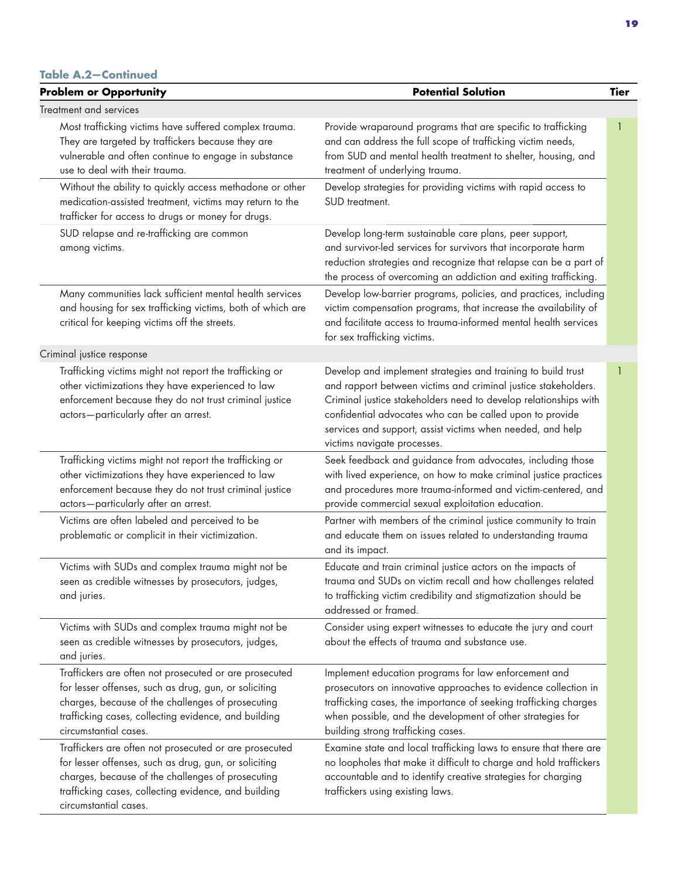**Table A.2—Continued**

| Problem or Opportunity | Potential Solution | Tier |
|---|---|---|
| Treatment and services | | |
| Most trafficking victims have suffered complex trauma. They are targeted by traffickers because they are vulnerable and often continue to engage in substance use to deal with their trauma. | Provide wraparound programs that are specific to trafficking and can address the full scope of trafficking victim needs, from SUD and mental health treatment to shelter, housing, and treatment of underlying trauma. | 1 |
| Without the ability to quickly access methadone or other medication-assisted treatment, victims may return to the trafficker for access to drugs or money for drugs. | Develop strategies for providing victims with rapid access to SUD treatment. | |
| SUD relapse and re-trafficking are common among victims. | Develop long-term sustainable care plans, peer support, and survivor-led services for survivors that incorporate harm reduction strategies and recognize that relapse can be a part of the process of overcoming an addiction and exiting trafficking. | |
| Many communities lack sufficient mental health services and housing for sex trafficking victims, both of which are critical for keeping victims off the streets. | Develop low-barrier programs, policies, and practices, including victim compensation programs, that increase the availability of and facilitate access to trauma-informed mental health services for sex trafficking victims. | |
| Criminal justice response | | |
| Trafficking victims might not report the trafficking or other victimizations they have experienced to law enforcement because they do not trust criminal justice actors—particularly after an arrest. | Develop and implement strategies and training to build trust and rapport between victims and criminal justice stakeholders. Criminal justice stakeholders need to develop relationships with confidential advocates who can be called upon to provide services and support, assist victims when needed, and help victims navigate processes. | 1 |
| Trafficking victims might not report the trafficking or other victimizations they have experienced to law enforcement because they do not trust criminal justice actors—particularly after an arrest. | Seek feedback and guidance from advocates, including those with lived experience, on how to make criminal justice practices and procedures more trauma-informed and victim-centered, and provide commercial sexual exploitation education. | |
| Victims are often labeled and perceived to be problematic or complicit in their victimization. | Partner with members of the criminal justice community to train and educate them on issues related to understanding trauma and its impact. | |
| Victims with SUDs and complex trauma might not be seen as credible witnesses by prosecutors, judges, and juries. | Educate and train criminal justice actors on the impacts of trauma and SUDs on victim recall and how challenges related to trafficking victim credibility and stigmatization should be addressed or framed. | |
| Victims with SUDs and complex trauma might not be seen as credible witnesses by prosecutors, judges, and juries. | Consider using expert witnesses to educate the jury and court about the effects of trauma and substance use. | |
| Traffickers are often not prosecuted or are prosecuted for lesser offenses, such as drug, gun, or soliciting charges, because of the challenges of prosecuting trafficking cases, collecting evidence, and building circumstantial cases. | Implement education programs for law enforcement and prosecutors on innovative approaches to evidence collection in trafficking cases, the importance of seeking trafficking charges when possible, and the development of other strategies for building strong trafficking cases. | |
| Traffickers are often not prosecuted or are prosecuted for lesser offenses, such as drug, gun, or soliciting charges, because of the challenges of prosecuting trafficking cases, collecting evidence, and building circumstantial cases. | Examine state and local trafficking laws to ensure that there are no loopholes that make it difficult to charge and hold traffickers accountable and to identify creative strategies for charging traffickers using existing laws. | |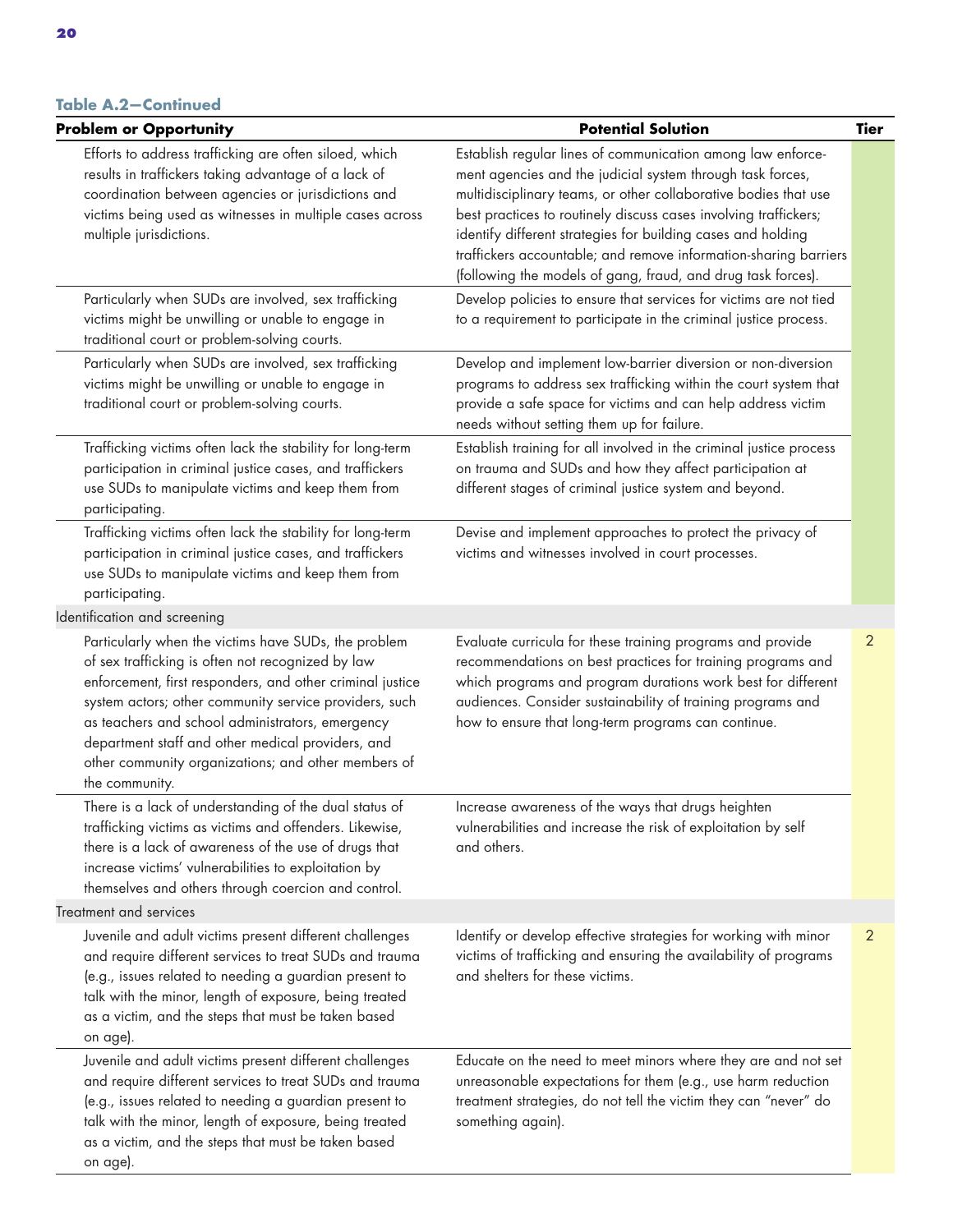**Table A.2—Continued**

| Problem or Opportunity | Potential Solution | Tier |
|---|---|---|
| Efforts to address trafficking are often siloed, which results in traffickers taking advantage of a lack of coordination between agencies or jurisdictions and victims being used as witnesses in multiple cases across multiple jurisdictions. | Establish regular lines of communication among law enforcement agencies and the judicial system through task forces, multidisciplinary teams, or other collaborative bodies that use best practices to routinely discuss cases involving traffickers; identify different strategies for building cases and holding traffickers accountable; and remove information-sharing barriers (following the models of gang, fraud, and drug task forces). | |
| Particularly when SUDs are involved, sex trafficking victims might be unwilling or unable to engage in traditional court or problem-solving courts. | Develop policies to ensure that services for victims are not tied to a requirement to participate in the criminal justice process. | |
| Particularly when SUDs are involved, sex trafficking victims might be unwilling or unable to engage in traditional court or problem-solving courts. | Develop and implement low-barrier diversion or non-diversion programs to address sex trafficking within the court system that provide a safe space for victims and can help address victim needs without setting them up for failure. | |
| Trafficking victims often lack the stability for long-term participation in criminal justice cases, and traffickers use SUDs to manipulate victims and keep them from participating. | Establish training for all involved in the criminal justice process on trauma and SUDs and how they affect participation at different stages of criminal justice system and beyond. | |
| Trafficking victims often lack the stability for long-term participation in criminal justice cases, and traffickers use SUDs to manipulate victims and keep them from participating. | Devise and implement approaches to protect the privacy of victims and witnesses involved in court processes. | |
| Identification and screening | | |
| Particularly when the victims have SUDs, the problem of sex trafficking is often not recognized by law enforcement, first responders, and other criminal justice system actors; other community service providers, such as teachers and school administrators, emergency department staff and other medical providers, and other community organizations; and other members of the community. | Evaluate curricula for these training programs and provide recommendations on best practices for training programs and which programs and program durations work best for different audiences. Consider sustainability of training programs and how to ensure that long-term programs can continue. | 2 |
| There is a lack of understanding of the dual status of trafficking victims as victims and offenders. Likewise, there is a lack of awareness of the use of drugs that increase victims' vulnerabilities to exploitation by themselves and others through coercion and control. | Increase awareness of the ways that drugs heighten vulnerabilities and increase the risk of exploitation by self and others. | |
| Treatment and services | | |
| Juvenile and adult victims present different challenges and require different services to treat SUDs and trauma (e.g., issues related to needing a guardian present to talk with the minor, length of exposure, being treated as a victim, and the steps that must be taken based on age). | Identify or develop effective strategies for working with minor victims of trafficking and ensuring the availability of programs and shelters for these victims. | 2 |
| Juvenile and adult victims present different challenges and require different services to treat SUDs and trauma (e.g., issues related to needing a guardian present to talk with the minor, length of exposure, being treated as a victim, and the steps that must be taken based on age). | Educate on the need to meet minors where they are and not set unreasonable expectations for them (e.g., use harm reduction treatment strategies, do not tell the victim they can "never" do something again). | |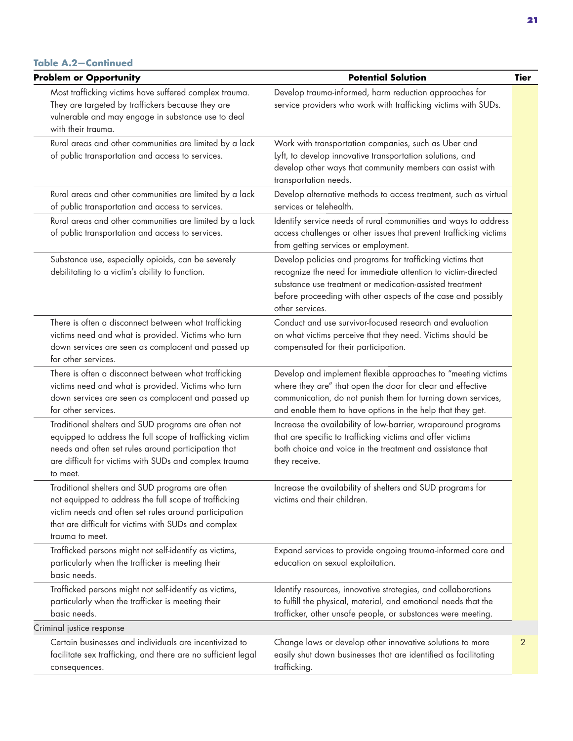**Table A.2—Continued**

| Problem or Opportunity | Potential Solution | Tier |
|---|---|---|
| Most trafficking victims have suffered complex trauma. They are targeted by traffickers because they are vulnerable and may engage in substance use to deal with their trauma. | Develop trauma-informed, harm reduction approaches for service providers who work with trafficking victims with SUDs. | |
| Rural areas and other communities are limited by a lack of public transportation and access to services. | Work with transportation companies, such as Uber and Lyft, to develop innovative transportation solutions, and develop other ways that community members can assist with transportation needs. | |
| Rural areas and other communities are limited by a lack of public transportation and access to services. | Develop alternative methods to access treatment, such as virtual services or telehealth. | |
| Rural areas and other communities are limited by a lack of public transportation and access to services. | Identify service needs of rural communities and ways to address access challenges or other issues that prevent trafficking victims from getting services or employment. | |
| Substance use, especially opioids, can be severely debilitating to a victim's ability to function. | Develop policies and programs for trafficking victims that recognize the need for immediate attention to victim-directed substance use treatment or medication-assisted treatment before proceeding with other aspects of the case and possibly other services. | |
| There is often a disconnect between what trafficking victims need and what is provided. Victims who turn down services are seen as complacent and passed up for other services. | Conduct and use survivor-focused research and evaluation on what victims perceive that they need. Victims should be compensated for their participation. | |
| There is often a disconnect between what trafficking victims need and what is provided. Victims who turn down services are seen as complacent and passed up for other services. | Develop and implement flexible approaches to "meeting victims where they are" that open the door for clear and effective communication, do not punish them for turning down services, and enable them to have options in the help that they get. | |
| Traditional shelters and SUD programs are often not equipped to address the full scope of trafficking victim needs and often set rules around participation that are difficult for victims with SUDs and complex trauma to meet. | Increase the availability of low-barrier, wraparound programs that are specific to trafficking victims and offer victims both choice and voice in the treatment and assistance that they receive. | |
| Traditional shelters and SUD programs are often not equipped to address the full scope of trafficking victim needs and often set rules around participation that are difficult for victims with SUDs and complex trauma to meet. | Increase the availability of shelters and SUD programs for victims and their children. | |
| Trafficked persons might not self-identify as victims, particularly when the trafficker is meeting their basic needs. | Expand services to provide ongoing trauma-informed care and education on sexual exploitation. | |
| Trafficked persons might not self-identify as victims, particularly when the trafficker is meeting their basic needs. | Identify resources, innovative strategies, and collaborations to fulfill the physical, material, and emotional needs that the trafficker, other unsafe people, or substances were meeting. | |
| Criminal justice response | | |
| Certain businesses and individuals are incentivized to facilitate sex trafficking, and there are no sufficient legal consequences. | Change laws or develop other innovative solutions to more easily shut down businesses that are identified as facilitating trafficking. | 2 |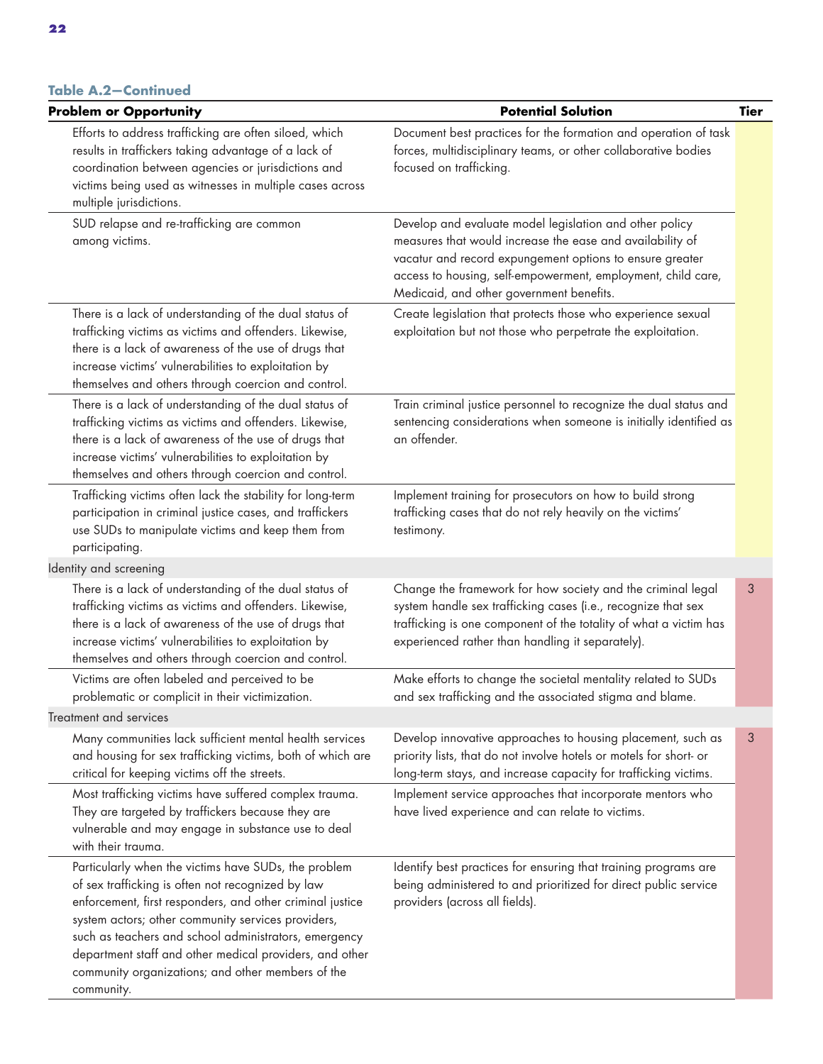**Table A.2—Continued**

| Problem or Opportunity | Potential Solution | Tier |
|---|---|---|
| Efforts to address trafficking are often siloed, which results in traffickers taking advantage of a lack of coordination between agencies or jurisdictions and victims being used as witnesses in multiple cases across multiple jurisdictions. | Document best practices for the formation and operation of task forces, multidisciplinary teams, or other collaborative bodies focused on trafficking. | |
| SUD relapse and re-trafficking are common among victims. | Develop and evaluate model legislation and other policy measures that would increase the ease and availability of vacatur and record expungement options to ensure greater access to housing, self-empowerment, employment, child care, Medicaid, and other government benefits. | |
| There is a lack of understanding of the dual status of trafficking victims as victims and offenders. Likewise, there is a lack of awareness of the use of drugs that increase victims' vulnerabilities to exploitation by themselves and others through coercion and control. | Create legislation that protects those who experience sexual exploitation but not those who perpetrate the exploitation. | |
| There is a lack of understanding of the dual status of trafficking victims as victims and offenders. Likewise, there is a lack of awareness of the use of drugs that increase victims' vulnerabilities to exploitation by themselves and others through coercion and control. | Train criminal justice personnel to recognize the dual status and sentencing considerations when someone is initially identified as an offender. | |
| Trafficking victims often lack the stability for long-term participation in criminal justice cases, and traffickers use SUDs to manipulate victims and keep them from participating. | Implement training for prosecutors on how to build strong trafficking cases that do not rely heavily on the victims' testimony. | |
| Identity and screening | | |
| There is a lack of understanding of the dual status of trafficking victims as victims and offenders. Likewise, there is a lack of awareness of the use of drugs that increase victims' vulnerabilities to exploitation by themselves and others through coercion and control. | Change the framework for how society and the criminal legal system handle sex trafficking cases (i.e., recognize that sex trafficking is one component of the totality of what a victim has experienced rather than handling it separately). | 3 |
| Victims are often labeled and perceived to be problematic or complicit in their victimization. | Make efforts to change the societal mentality related to SUDs and sex trafficking and the associated stigma and blame. | |
| Treatment and services | | |
| Many communities lack sufficient mental health services and housing for sex trafficking victims, both of which are critical for keeping victims off the streets. | Develop innovative approaches to housing placement, such as priority lists, that do not involve hotels or motels for short- or long-term stays, and increase capacity for trafficking victims. | 3 |
| Most trafficking victims have suffered complex trauma. They are targeted by traffickers because they are vulnerable and may engage in substance use to deal with their trauma. | Implement service approaches that incorporate mentors who have lived experience and can relate to victims. | |
| Particularly when the victims have SUDs, the problem of sex trafficking is often not recognized by law enforcement, first responders, and other criminal justice system actors; other community services providers, such as teachers and school administrators, emergency department staff and other medical providers, and other community organizations; and other members of the community. | Identify best practices for ensuring that training programs are being administered to and prioritized for direct public service providers (across all fields). | |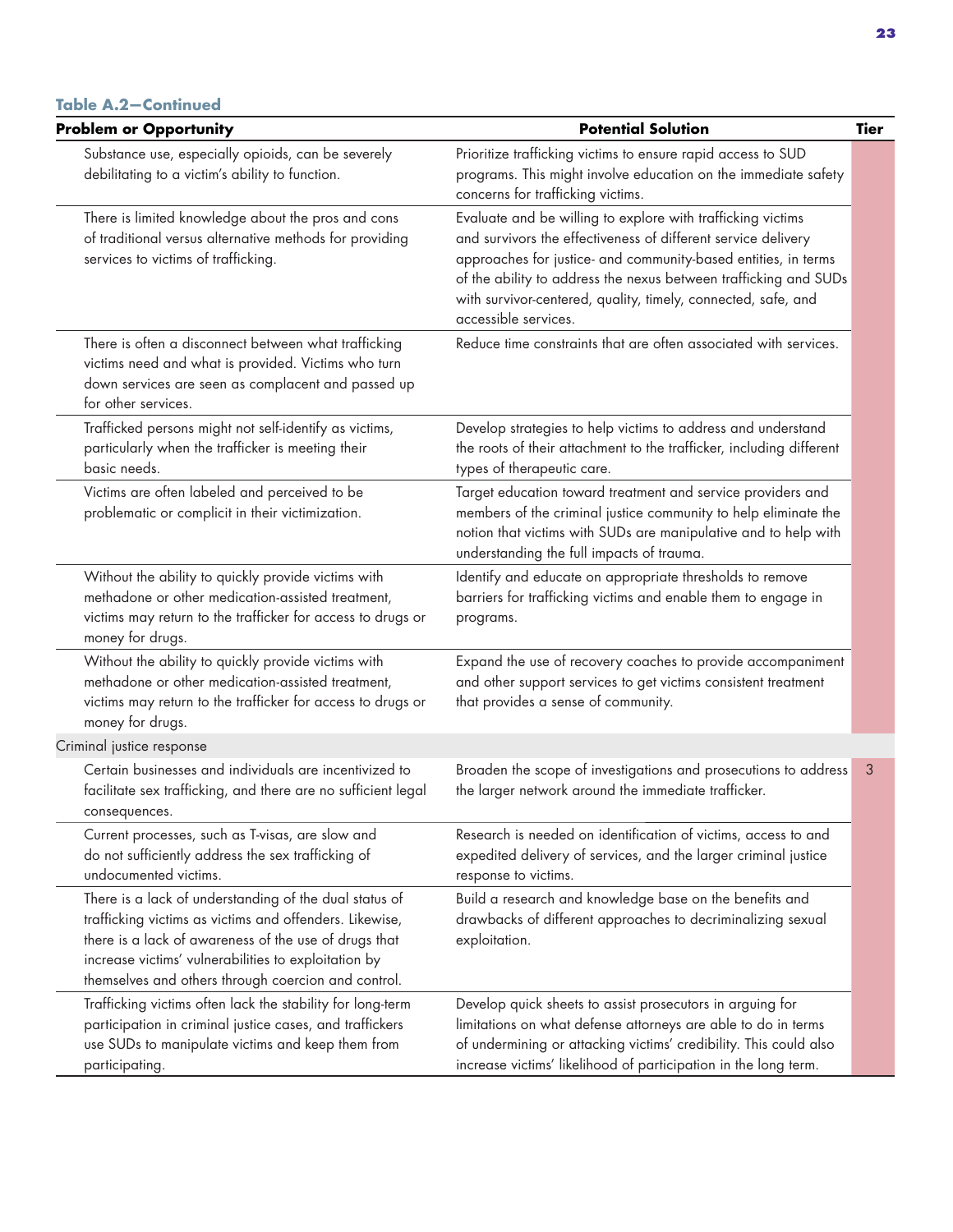**Table A.2—Continued**

| Problem or Opportunity | Potential Solution | Tier |
|---|---|---|
| Substance use, especially opioids, can be severely debilitating to a victim's ability to function. | Prioritize trafficking victims to ensure rapid access to SUD programs. This might involve education on the immediate safety concerns for trafficking victims. | |
| There is limited knowledge about the pros and cons of traditional versus alternative methods for providing services to victims of trafficking. | Evaluate and be willing to explore with trafficking victims and survivors the effectiveness of different service delivery approaches for justice- and community-based entities, in terms of the ability to address the nexus between trafficking and SUDs with survivor-centered, quality, timely, connected, safe, and accessible services. | |
| There is often a disconnect between what trafficking victims need and what is provided. Victims who turn down services are seen as complacent and passed up for other services. | Reduce time constraints that are often associated with services. | |
| Trafficked persons might not self-identify as victims, particularly when the trafficker is meeting their basic needs. | Develop strategies to help victims to address and understand the roots of their attachment to the trafficker, including different types of therapeutic care. | |
| Victims are often labeled and perceived to be problematic or complicit in their victimization. | Target education toward treatment and service providers and members of the criminal justice community to help eliminate the notion that victims with SUDs are manipulative and to help with understanding the full impacts of trauma. | |
| Without the ability to quickly provide victims with methadone or other medication-assisted treatment, victims may return to the trafficker for access to drugs or money for drugs. | Identify and educate on appropriate thresholds to remove barriers for trafficking victims and enable them to engage in programs. | |
| Without the ability to quickly provide victims with methadone or other medication-assisted treatment, victims may return to the trafficker for access to drugs or money for drugs. | Expand the use of recovery coaches to provide accompaniment and other support services to get victims consistent treatment that provides a sense of community. | |
| Criminal justice response | | |
| Certain businesses and individuals are incentivized to facilitate sex trafficking, and there are no sufficient legal consequences. | Broaden the scope of investigations and prosecutions to address the larger network around the immediate trafficker. | 3 |
| Current processes, such as T-visas, are slow and do not sufficiently address the sex trafficking of undocumented victims. | Research is needed on identification of victims, access to and expedited delivery of services, and the larger criminal justice response to victims. | |
| There is a lack of understanding of the dual status of trafficking victims as victims and offenders. Likewise, there is a lack of awareness of the use of drugs that increase victims' vulnerabilities to exploitation by themselves and others through coercion and control. | Build a research and knowledge base on the benefits and drawbacks of different approaches to decriminalizing sexual exploitation. | |
| Trafficking victims often lack the stability for long-term participation in criminal justice cases, and traffickers use SUDs to manipulate victims and keep them from participating. | Develop quick sheets to assist prosecutors in arguing for limitations on what defense attorneys are able to do in terms of undermining or attacking victims' credibility. This could also increase victims' likelihood of participation in the long term. | |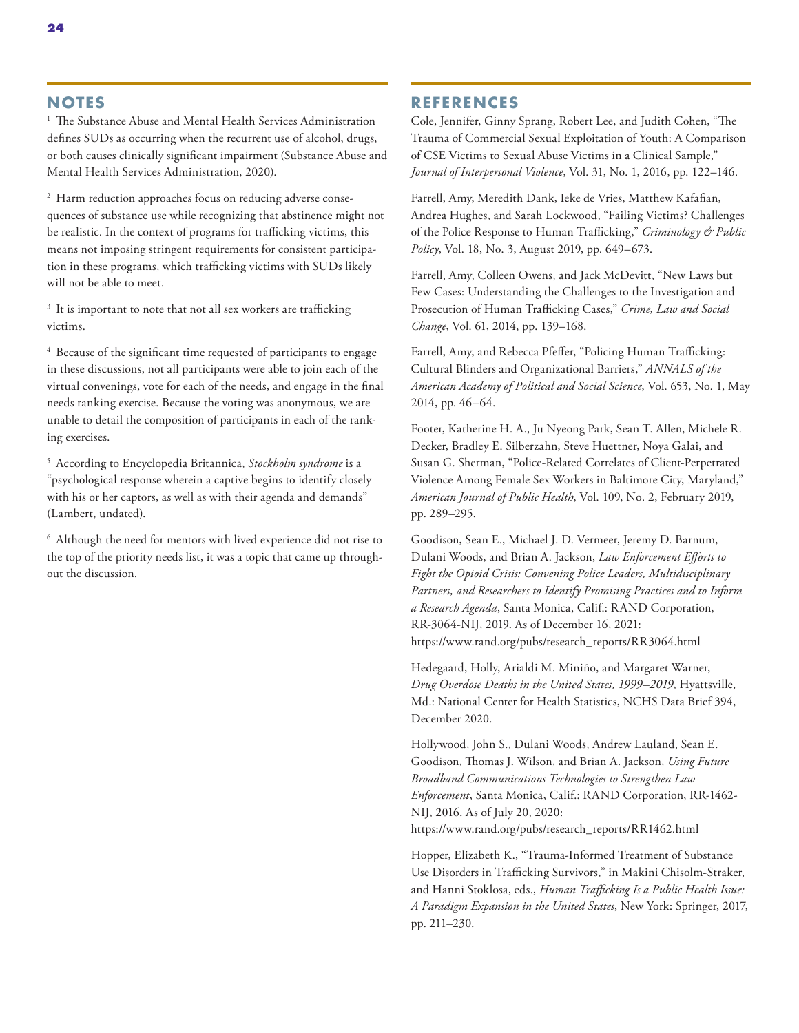## NOTES

[1] The Substance Abuse and Mental Health Services Administration defines SUDs as occurring when the recurrent use of alcohol, drugs, or both causes clinically significant impairment (Substance Abuse and Mental Health Services Administration, 2020).

[2] Harm reduction approaches focus on reducing adverse consequences of substance use while recognizing that abstinence might not be realistic. In the context of programs for trafficking victims, this means not imposing stringent requirements for consistent participation in these programs, which trafficking victims with SUDs likely will not be able to meet.

[3] It is important to note that not all sex workers are trafficking victims.

[4] Because of the significant time requested of participants to engage in these discussions, not all participants were able to join each of the virtual convenings, vote for each of the needs, and engage in the final needs ranking exercise. Because the voting was anonymous, we are unable to detail the composition of participants in each of the ranking exercises.

[5] According to Encyclopedia Britannica, *Stockholm syndrome* is a "psychological response wherein a captive begins to identify closely with his or her captors, as well as with their agenda and demands" (Lambert, undated).

[6] Although the need for mentors with lived experience did not rise to the top of the priority needs list, it was a topic that came up throughout the discussion.

## REFERENCES

Cole, Jennifer, Ginny Sprang, Robert Lee, and Judith Cohen, "The Trauma of Commercial Sexual Exploitation of Youth: A Comparison of CSE Victims to Sexual Abuse Victims in a Clinical Sample," *Journal of Interpersonal Violence*, Vol. 31, No. 1, 2016, pp. 122–146.

Farrell, Amy, Meredith Dank, Ieke de Vries, Matthew Kafafian, Andrea Hughes, and Sarah Lockwood, "Failing Victims? Challenges of the Police Response to Human Trafficking," *Criminology & Public Policy*, Vol. 18, No. 3, August 2019, pp. 649–673.

Farrell, Amy, Colleen Owens, and Jack McDevitt, "New Laws but Few Cases: Understanding the Challenges to the Investigation and Prosecution of Human Trafficking Cases," *Crime, Law and Social Change*, Vol. 61, 2014, pp. 139–168.

Farrell, Amy, and Rebecca Pfeffer, "Policing Human Trafficking: Cultural Blinders and Organizational Barriers," *ANNALS of the American Academy of Political and Social Science*, Vol. 653, No. 1, May 2014, pp. 46–64.

Footer, Katherine H. A., Ju Nyeong Park, Sean T. Allen, Michele R. Decker, Bradley E. Silberzahn, Steve Huettner, Noya Galai, and Susan G. Sherman, "Police-Related Correlates of Client-Perpetrated Violence Among Female Sex Workers in Baltimore City, Maryland," *American Journal of Public Health*, Vol. 109, No. 2, February 2019, pp. 289–295.

Goodison, Sean E., Michael J. D. Vermeer, Jeremy D. Barnum, Dulani Woods, and Brian A. Jackson, *Law Enforcement Efforts to Fight the Opioid Crisis: Convening Police Leaders, Multidisciplinary Partners, and Researchers to Identify Promising Practices and to Inform a Research Agenda*, Santa Monica, Calif.: RAND Corporation, RR-3064-NIJ, 2019. As of December 16, 2021: https://www.rand.org/pubs/research_reports/RR3064.html

Hedegaard, Holly, Arialdi M. Miniño, and Margaret Warner, *Drug Overdose Deaths in the United States, 1999–2019*, Hyattsville, Md.: National Center for Health Statistics, NCHS Data Brief 394, December 2020.

Hollywood, John S., Dulani Woods, Andrew Lauland, Sean E. Goodison, Thomas J. Wilson, and Brian A. Jackson, *Using Future Broadband Communications Technologies to Strengthen Law Enforcement*, Santa Monica, Calif.: RAND Corporation, RR-1462-NIJ, 2016. As of July 20, 2020: https://www.rand.org/pubs/research_reports/RR1462.html

Hopper, Elizabeth K., "Trauma-Informed Treatment of Substance Use Disorders in Trafficking Survivors," in Makini Chisolm-Straker, and Hanni Stoklosa, eds., *Human Trafficking Is a Public Health Issue: A Paradigm Expansion in the United States*, New York: Springer, 2017, pp. 211–230.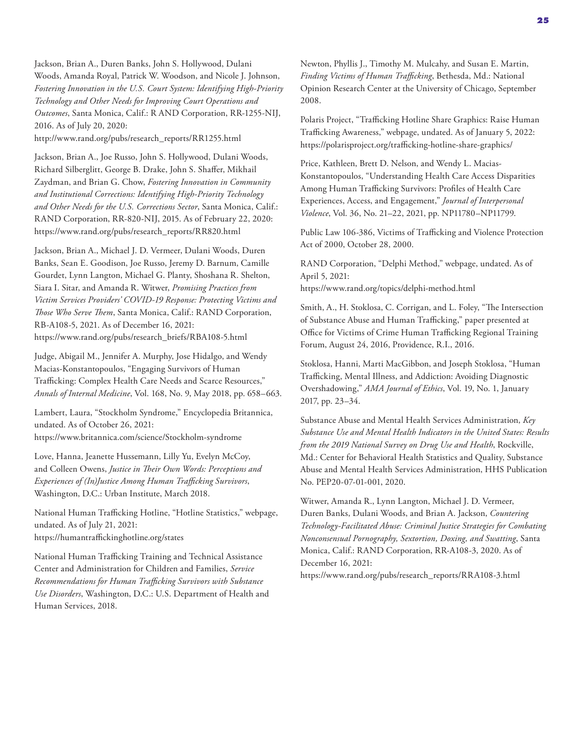Jackson, Brian A., Duren Banks, John S. Hollywood, Dulani Woods, Amanda Royal, Patrick W. Woodson, and Nicole J. Johnson, *Fostering Innovation in the U.S. Court System: Identifying High-Priority Technology and Other Needs for Improving Court Operations and Outcomes*, Santa Monica, Calif.: RAND Corporation, RR-1255-NIJ, 2016. As of July 20, 2020:
http://www.rand.org/pubs/research_reports/RR1255.html

Jackson, Brian A., Joe Russo, John S. Hollywood, Dulani Woods, Richard Silberglitt, George B. Drake, John S. Shaffer, Mikhail Zaydman, and Brian G. Chow, *Fostering Innovation in Community and Institutional Corrections: Identifying High-Priority Technology and Other Needs for the U.S. Corrections Sector*, Santa Monica, Calif.: RAND Corporation, RR-820-NIJ, 2015. As of February 22, 2020:
https://www.rand.org/pubs/research_reports/RR820.html

Jackson, Brian A., Michael J. D. Vermeer, Dulani Woods, Duren Banks, Sean E. Goodison, Joe Russo, Jeremy D. Barnum, Camille Gourdet, Lynn Langton, Michael G. Planty, Shoshana R. Shelton, Siara I. Sitar, and Amanda R. Witwer, *Promising Practices from Victim Services Providers' COVID-19 Response: Protecting Victims and Those Who Serve Them*, Santa Monica, Calif.: RAND Corporation, RB-A108-5, 2021. As of December 16, 2021:
https://www.rand.org/pubs/research_briefs/RBA108-5.html

Judge, Abigail M., Jennifer A. Murphy, Jose Hidalgo, and Wendy Macias-Konstantopoulos, "Engaging Survivors of Human Trafficking: Complex Health Care Needs and Scarce Resources," *Annals of Internal Medicine*, Vol. 168, No. 9, May 2018, pp. 658–663.

Lambert, Laura, "Stockholm Syndrome," Encyclopedia Britannica, undated. As of October 26, 2021:
https://www.britannica.com/science/Stockholm-syndrome

Love, Hanna, Jeanette Hussemann, Lilly Yu, Evelyn McCoy, and Colleen Owens, *Justice in Their Own Words: Perceptions and Experiences of (In)Justice Among Human Trafficking Survivors*, Washington, D.C.: Urban Institute, March 2018.

National Human Trafficking Hotline, "Hotline Statistics," webpage, undated. As of July 21, 2021:
https://humantraffickinghotline.org/states

National Human Trafficking Training and Technical Assistance Center and Administration for Children and Families, *Service Recommendations for Human Trafficking Survivors with Substance Use Disorders*, Washington, D.C.: U.S. Department of Health and Human Services, 2018.

Newton, Phyllis J., Timothy M. Mulcahy, and Susan E. Martin, *Finding Victims of Human Trafficking*, Bethesda, Md.: National Opinion Research Center at the University of Chicago, September 2008.

Polaris Project, "Trafficking Hotline Share Graphics: Raise Human Trafficking Awareness," webpage, undated. As of January 5, 2022:
https://polarisproject.org/trafficking-hotline-share-graphics/

Price, Kathleen, Brett D. Nelson, and Wendy L. Macias-Konstantopoulos, "Understanding Health Care Access Disparities Among Human Trafficking Survivors: Profiles of Health Care Experiences, Access, and Engagement," *Journal of Interpersonal Violence*, Vol. 36, No. 21–22, 2021, pp. NP11780–NP11799.

Public Law 106-386, Victims of Trafficking and Violence Protection Act of 2000, October 28, 2000.

RAND Corporation, "Delphi Method," webpage, undated. As of April 5, 2021:
https://www.rand.org/topics/delphi-method.html

Smith, A., H. Stoklosa, C. Corrigan, and L. Foley, "The Intersection of Substance Abuse and Human Trafficking," paper presented at Office for Victims of Crime Human Trafficking Regional Training Forum, August 24, 2016, Providence, R.I., 2016.

Stoklosa, Hanni, Marti MacGibbon, and Joseph Stoklosa, "Human Trafficking, Mental Illness, and Addiction: Avoiding Diagnostic Overshadowing," *AMA Journal of Ethics*, Vol. 19, No. 1, January 2017, pp. 23–34.

Substance Abuse and Mental Health Services Administration, *Key Substance Use and Mental Health Indicators in the United States: Results from the 2019 National Survey on Drug Use and Health*, Rockville, Md.: Center for Behavioral Health Statistics and Quality, Substance Abuse and Mental Health Services Administration, HHS Publication No. PEP20-07-01-001, 2020.

Witwer, Amanda R., Lynn Langton, Michael J. D. Vermeer, Duren Banks, Dulani Woods, and Brian A. Jackson, *Countering Technology-Facilitated Abuse: Criminal Justice Strategies for Combating Nonconsensual Pornography, Sextortion, Doxing, and Swatting*, Santa Monica, Calif.: RAND Corporation, RR-A108-3, 2020. As of December 16, 2021:
https://www.rand.org/pubs/research_reports/RRA108-3.html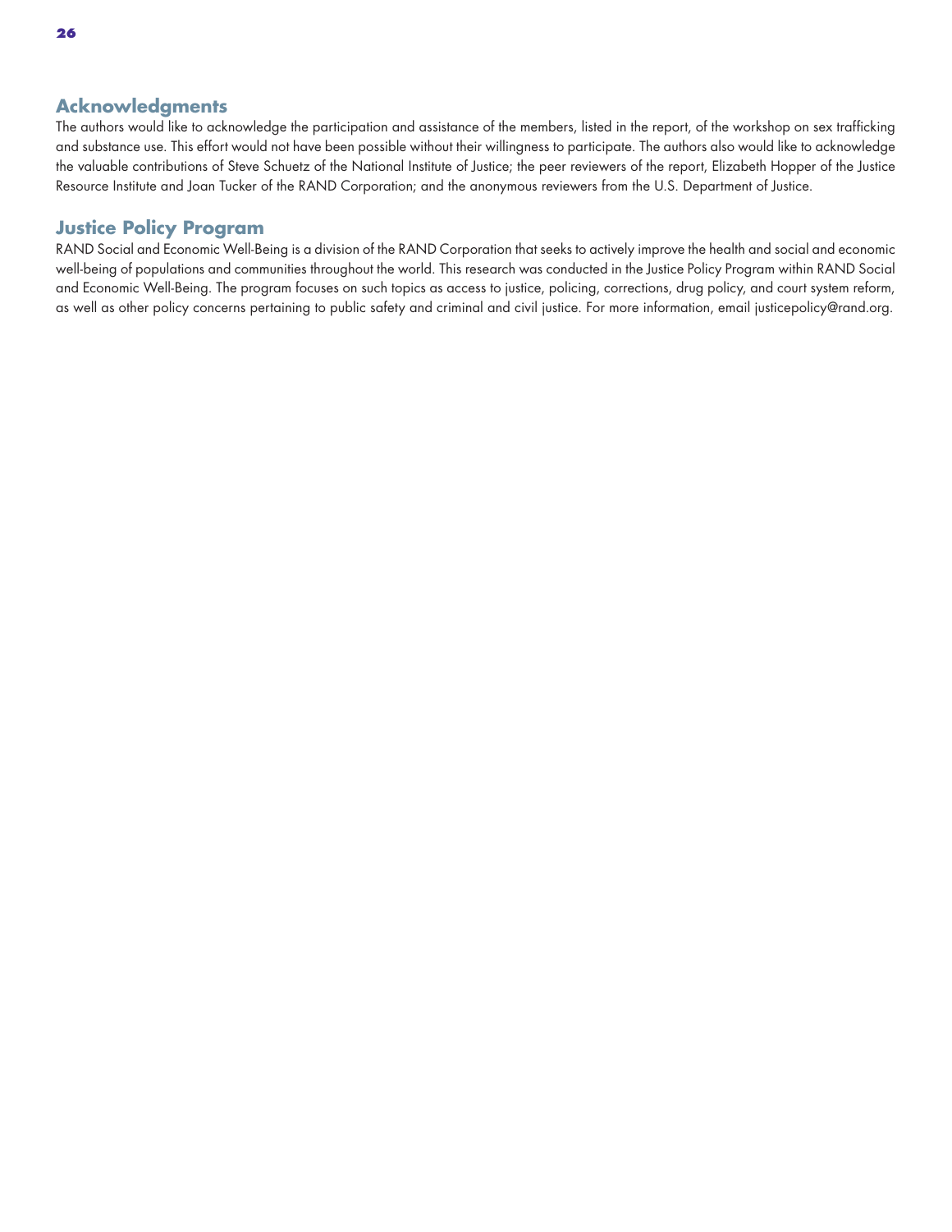## Acknowledgments

The authors would like to acknowledge the participation and assistance of the members, listed in the report, of the workshop on sex trafficking and substance use. This effort would not have been possible without their willingness to participate. The authors also would like to acknowledge the valuable contributions of Steve Schuetz of the National Institute of Justice; the peer reviewers of the report, Elizabeth Hopper of the Justice Resource Institute and Joan Tucker of the RAND Corporation; and the anonymous reviewers from the U.S. Department of Justice.

## Justice Policy Program

RAND Social and Economic Well-Being is a division of the RAND Corporation that seeks to actively improve the health and social and economic well-being of populations and communities throughout the world. This research was conducted in the Justice Policy Program within RAND Social and Economic Well-Being. The program focuses on such topics as access to justice, policing, corrections, drug policy, and court system reform, as well as other policy concerns pertaining to public safety and criminal and civil justice. For more information, email justicepolicy@rand.org.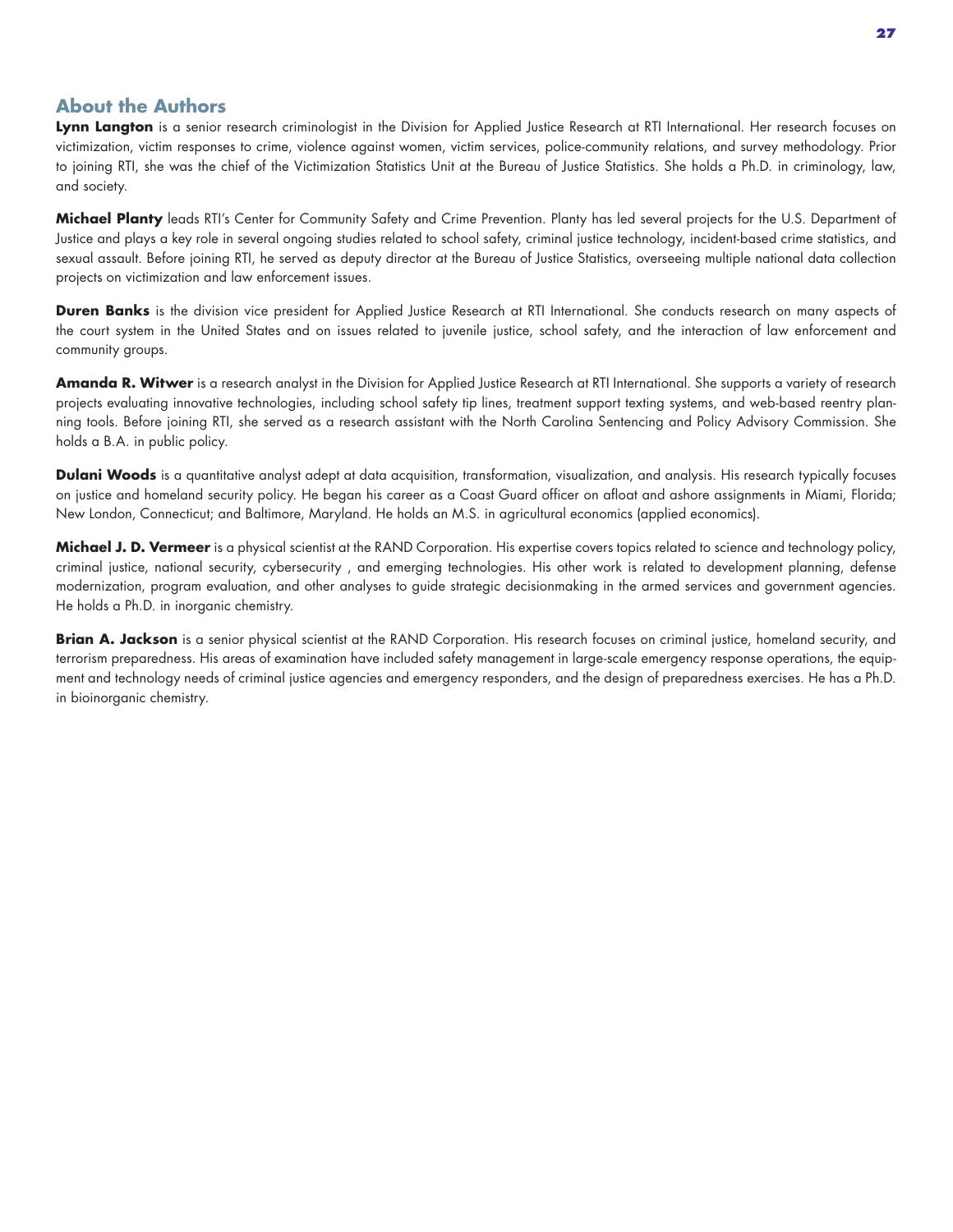## About the Authors

**Lynn Langton** is a senior research criminologist in the Division for Applied Justice Research at RTI International. Her research focuses on victimization, victim responses to crime, violence against women, victim services, police-community relations, and survey methodology. Prior to joining RTI, she was the chief of the Victimization Statistics Unit at the Bureau of Justice Statistics. She holds a Ph.D. in criminology, law, and society.

**Michael Planty** leads RTI's Center for Community Safety and Crime Prevention. Planty has led several projects for the U.S. Department of Justice and plays a key role in several ongoing studies related to school safety, criminal justice technology, incident-based crime statistics, and sexual assault. Before joining RTI, he served as deputy director at the Bureau of Justice Statistics, overseeing multiple national data collection projects on victimization and law enforcement issues.

**Duren Banks** is the division vice president for Applied Justice Research at RTI International. She conducts research on many aspects of the court system in the United States and on issues related to juvenile justice, school safety, and the interaction of law enforcement and community groups.

**Amanda R. Witwer** is a research analyst in the Division for Applied Justice Research at RTI International. She supports a variety of research projects evaluating innovative technologies, including school safety tip lines, treatment support texting systems, and web-based reentry planning tools. Before joining RTI, she served as a research assistant with the North Carolina Sentencing and Policy Advisory Commission. She holds a B.A. in public policy.

**Dulani Woods** is a quantitative analyst adept at data acquisition, transformation, visualization, and analysis. His research typically focuses on justice and homeland security policy. He began his career as a Coast Guard officer on afloat and ashore assignments in Miami, Florida; New London, Connecticut; and Baltimore, Maryland. He holds an M.S. in agricultural economics (applied economics).

**Michael J. D. Vermeer** is a physical scientist at the RAND Corporation. His expertise covers topics related to science and technology policy, criminal justice, national security, cybersecurity , and emerging technologies. His other work is related to development planning, defense modernization, program evaluation, and other analyses to guide strategic decisionmaking in the armed services and government agencies. He holds a Ph.D. in inorganic chemistry.

**Brian A. Jackson** is a senior physical scientist at the RAND Corporation. His research focuses on criminal justice, homeland security, and terrorism preparedness. His areas of examination have included safety management in large-scale emergency response operations, the equipment and technology needs of criminal justice agencies and emergency responders, and the design of preparedness exercises. He has a Ph.D. in bioinorganic chemistry.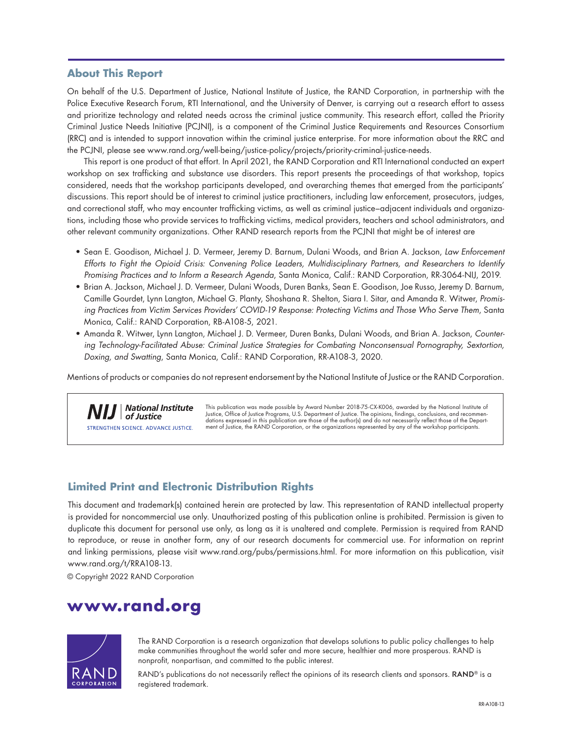## About This Report

On behalf of the U.S. Department of Justice, National Institute of Justice, the RAND Corporation, in partnership with the Police Executive Research Forum, RTI International, and the University of Denver, is carrying out a research effort to assess and prioritize technology and related needs across the criminal justice community. This research effort, called the Priority Criminal Justice Needs Initiative (PCJNI), is a component of the Criminal Justice Requirements and Resources Consortium (RRC) and is intended to support innovation within the criminal justice enterprise. For more information about the RRC and the PCJNI, please see www.rand.org/well-being/justice-policy/projects/priority-criminal-justice-needs.

This report is one product of that effort. In April 2021, the RAND Corporation and RTI International conducted an expert workshop on sex trafficking and substance use disorders. This report presents the proceedings of that workshop, topics considered, needs that the workshop participants developed, and overarching themes that emerged from the participants' discussions. This report should be of interest to criminal justice practitioners, including law enforcement, prosecutors, judges, and correctional staff, who may encounter trafficking victims, as well as criminal justice–adjacent individuals and organizations, including those who provide services to trafficking victims, medical providers, teachers and school administrators, and other relevant community organizations. Other RAND research reports from the PCJNI that might be of interest are

- Sean E. Goodison, Michael J. D. Vermeer, Jeremy D. Barnum, Dulani Woods, and Brian A. Jackson, *Law Enforcement Efforts to Fight the Opioid Crisis: Convening Police Leaders, Multidisciplinary Partners, and Researchers to Identify Promising Practices and to Inform a Research Agenda*, Santa Monica, Calif.: RAND Corporation, RR-3064-NIJ, 2019.
- Brian A. Jackson, Michael J. D. Vermeer, Dulani Woods, Duren Banks, Sean E. Goodison, Joe Russo, Jeremy D. Barnum, Camille Gourdet, Lynn Langton, Michael G. Planty, Shoshana R. Shelton, Siara I. Sitar, and Amanda R. Witwer, *Promising Practices from Victim Services Providers' COVID-19 Response: Protecting Victims and Those Who Serve Them*, Santa Monica, Calif.: RAND Corporation, RB-A108-5, 2021.
- Amanda R. Witwer, Lynn Langton, Michael J. D. Vermeer, Duren Banks, Dulani Woods, and Brian A. Jackson, *Countering Technology-Facilitated Abuse: Criminal Justice Strategies for Combating Nonconsensual Pornography, Sextortion, Doxing, and Swatting*, Santa Monica, Calif.: RAND Corporation, RR-A108-3, 2020.

Mentions of products or companies do not represent endorsement by the National Institute of Justice or the RAND Corporation.

NIJ | National Institute of Justice
STRENGTHEN SCIENCE. ADVANCE JUSTICE.

This publication was made possible by Award Number 2018-75-CX-K006, awarded by the National Institute of Justice, Office of Justice Programs, U.S. Department of Justice. The opinions, findings, conclusions, and recommendations expressed in this publication are those of the author(s) and do not necessarily reflect those of the Department of Justice, the RAND Corporation, or the organizations represented by any of the workshop participants.

## Limited Print and Electronic Distribution Rights

This document and trademark(s) contained herein are protected by law. This representation of RAND intellectual property is provided for noncommercial use only. Unauthorized posting of this publication online is prohibited. Permission is given to duplicate this document for personal use only, as long as it is unaltered and complete. Permission is required from RAND to reproduce, or reuse in another form, any of our research documents for commercial use. For information on reprint and linking permissions, please visit www.rand.org/pubs/permissions.html. For more information on this publication, visit www.rand.org/t/RRA108-13.

© Copyright 2022 RAND Corporation

# www.rand.org

RAND CORPORATION

The RAND Corporation is a research organization that develops solutions to public policy challenges to help make communities throughout the world safer and more secure, healthier and more prosperous. RAND is nonprofit, nonpartisan, and committed to the public interest.

RAND's publications do not necessarily reflect the opinions of its research clients and sponsors. **RAND**® is a registered trademark.

RR-A108-13